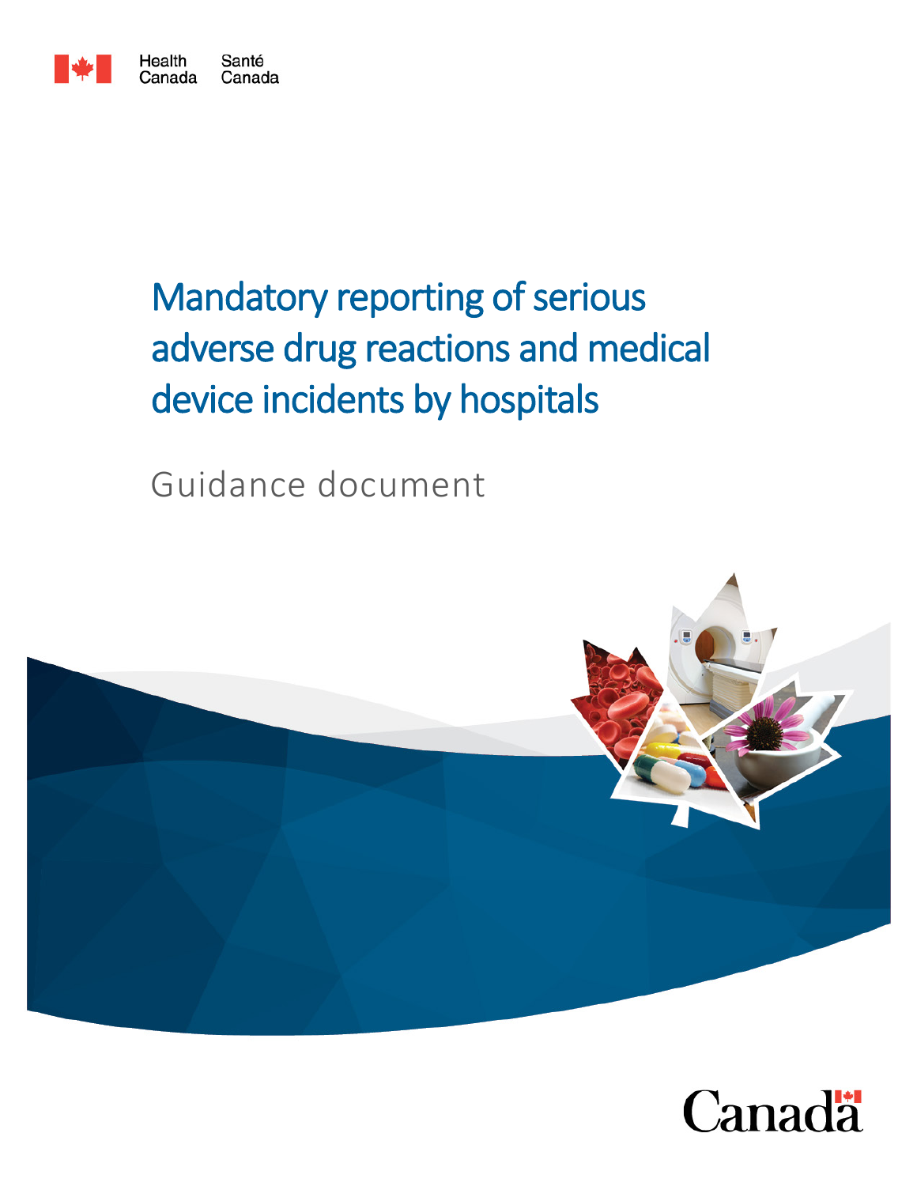Health Canada Santé Canada

# Mandatory reporting of serious adverse drug reactions and medical device incidents by hospitals

## Guidance document

Canada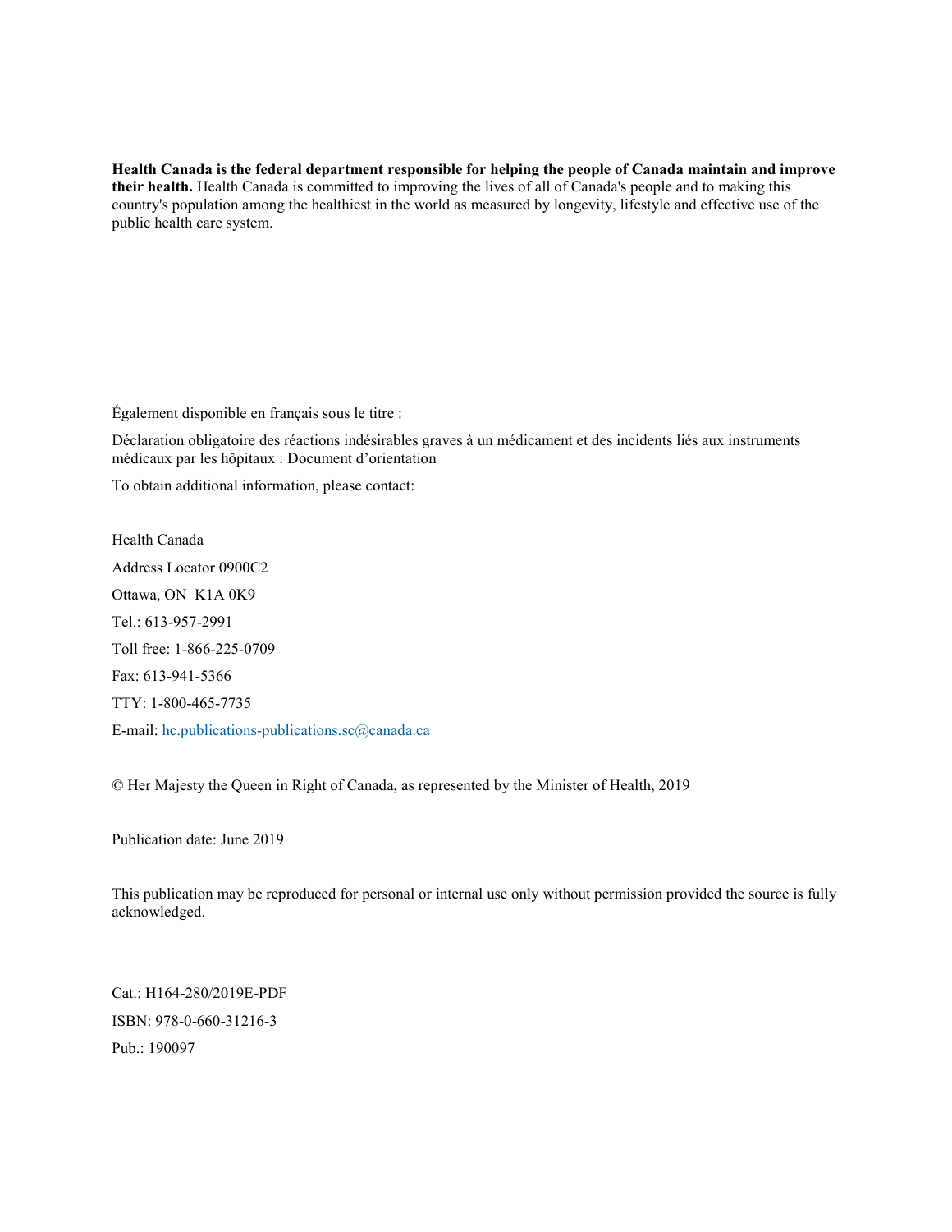**Health Canada is the federal department responsible for helping the people of Canada maintain and improve their health.** Health Canada is committed to improving the lives of all of Canada's people and to making this country's population among the healthiest in the world as measured by longevity, lifestyle and effective use of the public health care system.

Également disponible en français sous le titre :

Déclaration obligatoire des réactions indésirables graves à un médicament et des incidents liés aux instruments médicaux par les hôpitaux : Document d'orientation

To obtain additional information, please contact:

Health Canada

Address Locator 0900C2

Ottawa, ON  K1A 0K9

Tel.: 613-957-2991

Toll free: 1-866-225-0709

Fax: 613-941-5366

TTY: 1-800-465-7735

E-mail: hc.publications-publications.sc@canada.ca

© Her Majesty the Queen in Right of Canada, as represented by the Minister of Health, 2019

Publication date: June 2019

This publication may be reproduced for personal or internal use only without permission provided the source is fully acknowledged.

Cat.: H164-280/2019E-PDF

ISBN: 978-0-660-31216-3

Pub.: 190097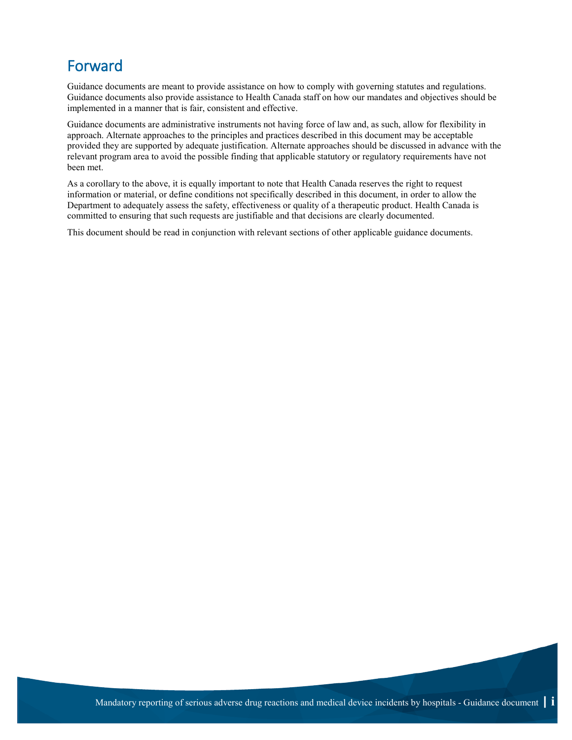# Forward

Guidance documents are meant to provide assistance on how to comply with governing statutes and regulations. Guidance documents also provide assistance to Health Canada staff on how our mandates and objectives should be implemented in a manner that is fair, consistent and effective.

Guidance documents are administrative instruments not having force of law and, as such, allow for flexibility in approach. Alternate approaches to the principles and practices described in this document may be acceptable provided they are supported by adequate justification. Alternate approaches should be discussed in advance with the relevant program area to avoid the possible finding that applicable statutory or regulatory requirements have not been met.

As a corollary to the above, it is equally important to note that Health Canada reserves the right to request information or material, or define conditions not specifically described in this document, in order to allow the Department to adequately assess the safety, effectiveness or quality of a therapeutic product. Health Canada is committed to ensuring that such requests are justifiable and that decisions are clearly documented.

This document should be read in conjunction with relevant sections of other applicable guidance documents.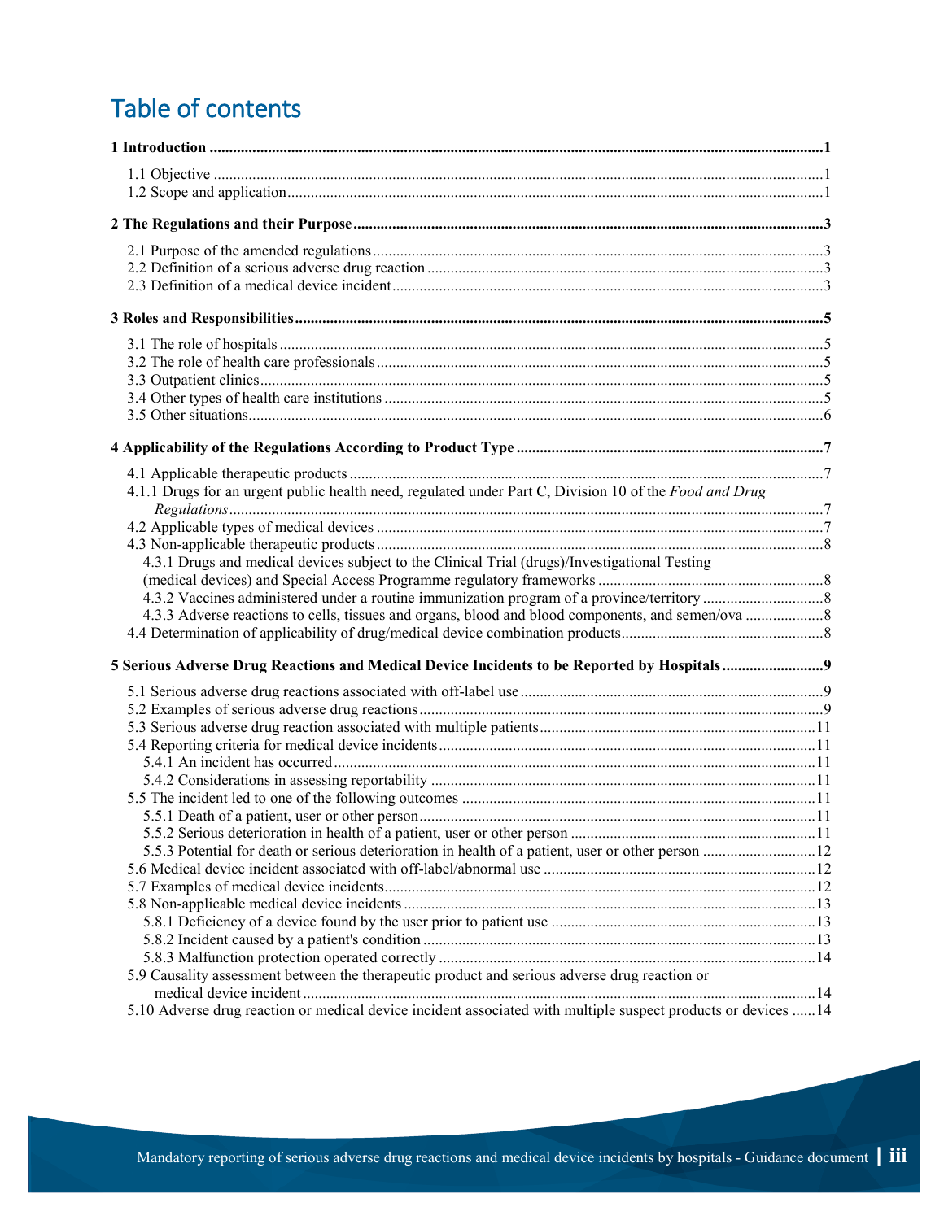# Table of contents

**1 Introduction** ..... 1

- 1.1 Objective ..... 1
- 1.2 Scope and application ..... 1

**2 The Regulations and their Purpose** ..... 3

- 2.1 Purpose of the amended regulations ..... 3
- 2.2 Definition of a serious adverse drug reaction ..... 3
- 2.3 Definition of a medical device incident ..... 3

**3 Roles and Responsibilities** ..... 5

- 3.1 The role of hospitals ..... 5
- 3.2 The role of health care professionals ..... 5
- 3.3 Outpatient clinics ..... 5
- 3.4 Other types of health care institutions ..... 5
- 3.5 Other situations ..... 6

**4 Applicability of the Regulations According to Product Type** ..... 7

- 4.1 Applicable therapeutic products ..... 7
- 4.1.1 Drugs for an urgent public health need, regulated under Part C, Division 10 of the *Food and Drug Regulations* ..... 7
- 4.2 Applicable types of medical devices ..... 7
- 4.3 Non-applicable therapeutic products ..... 8
  - 4.3.1 Drugs and medical devices subject to the Clinical Trial (drugs)/Investigational Testing (medical devices) and Special Access Programme regulatory frameworks ..... 8
  - 4.3.2 Vaccines administered under a routine immunization program of a province/territory ..... 8
  - 4.3.3 Adverse reactions to cells, tissues and organs, blood and blood components, and semen/ova ..... 8
- 4.4 Determination of applicability of drug/medical device combination products ..... 8

**5 Serious Adverse Drug Reactions and Medical Device Incidents to be Reported by Hospitals** ..... 9

- 5.1 Serious adverse drug reactions associated with off-label use ..... 9
- 5.2 Examples of serious adverse drug reactions ..... 9
- 5.3 Serious adverse drug reaction associated with multiple patients ..... 11
- 5.4 Reporting criteria for medical device incidents ..... 11
  - 5.4.1 An incident has occurred ..... 11
  - 5.4.2 Considerations in assessing reportability ..... 11
- 5.5 The incident led to one of the following outcomes ..... 11
  - 5.5.1 Death of a patient, user or other person ..... 11
  - 5.5.2 Serious deterioration in health of a patient, user or other person ..... 11
  - 5.5.3 Potential for death or serious deterioration in health of a patient, user or other person ..... 12
- 5.6 Medical device incident associated with off-label/abnormal use ..... 12
- 5.7 Examples of medical device incidents ..... 12
- 5.8 Non-applicable medical device incidents ..... 13
  - 5.8.1 Deficiency of a device found by the user prior to patient use ..... 13
  - 5.8.2 Incident caused by a patient's condition ..... 13
  - 5.8.3 Malfunction protection operated correctly ..... 14
- 5.9 Causality assessment between the therapeutic product and serious adverse drug reaction or medical device incident ..... 14
- 5.10 Adverse drug reaction or medical device incident associated with multiple suspect products or devices ..... 14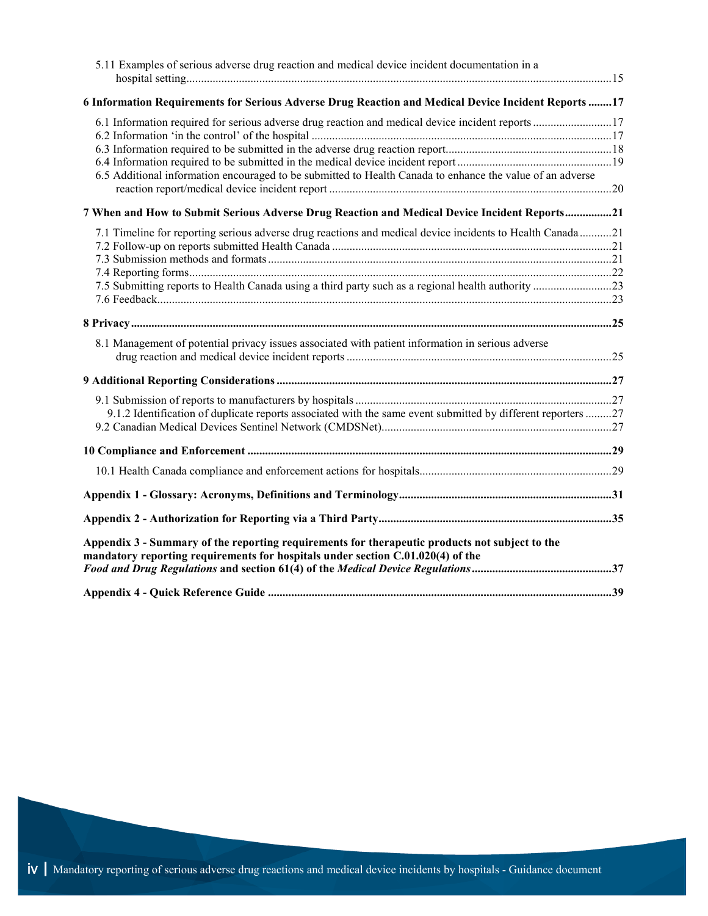5.11 Examples of serious adverse drug reaction and medical device incident documentation in a hospital setting.....15

**6 Information Requirements for Serious Adverse Drug Reaction and Medical Device Incident Reports .....17**

6.1 Information required for serious adverse drug reaction and medical device incident reports.....17
6.2 Information 'in the control' of the hospital.....17
6.3 Information required to be submitted in the adverse drug reaction report.....18
6.4 Information required to be submitted in the medical device incident report.....19
6.5 Additional information encouraged to be submitted to Health Canada to enhance the value of an adverse reaction report/medical device incident report.....20

**7 When and How to Submit Serious Adverse Drug Reaction and Medical Device Incident Reports.....21**

7.1 Timeline for reporting serious adverse drug reactions and medical device incidents to Health Canada.....21
7.2 Follow-up on reports submitted Health Canada.....21
7.3 Submission methods and formats.....21
7.4 Reporting forms.....22
7.5 Submitting reports to Health Canada using a third party such as a regional health authority.....23
7.6 Feedback.....23

**8 Privacy.....25**

8.1 Management of potential privacy issues associated with patient information in serious adverse drug reaction and medical device incident reports.....25

**9 Additional Reporting Considerations.....27**

9.1 Submission of reports to manufacturers by hospitals.....27
9.1.2 Identification of duplicate reports associated with the same event submitted by different reporters.....27
9.2 Canadian Medical Devices Sentinel Network (CMDSNet).....27

**10 Compliance and Enforcement.....29**

10.1 Health Canada compliance and enforcement actions for hospitals.....29

**Appendix 1 - Glossary: Acronyms, Definitions and Terminology.....31**

**Appendix 2 - Authorization for Reporting via a Third Party.....35**

**Appendix 3 - Summary of the reporting requirements for therapeutic products not subject to the mandatory reporting requirements for hospitals under section C.01.020(4) of the *Food and Drug Regulations* and section 61(4) of the *Medical Device Regulations*.....37**

**Appendix 4 - Quick Reference Guide.....39**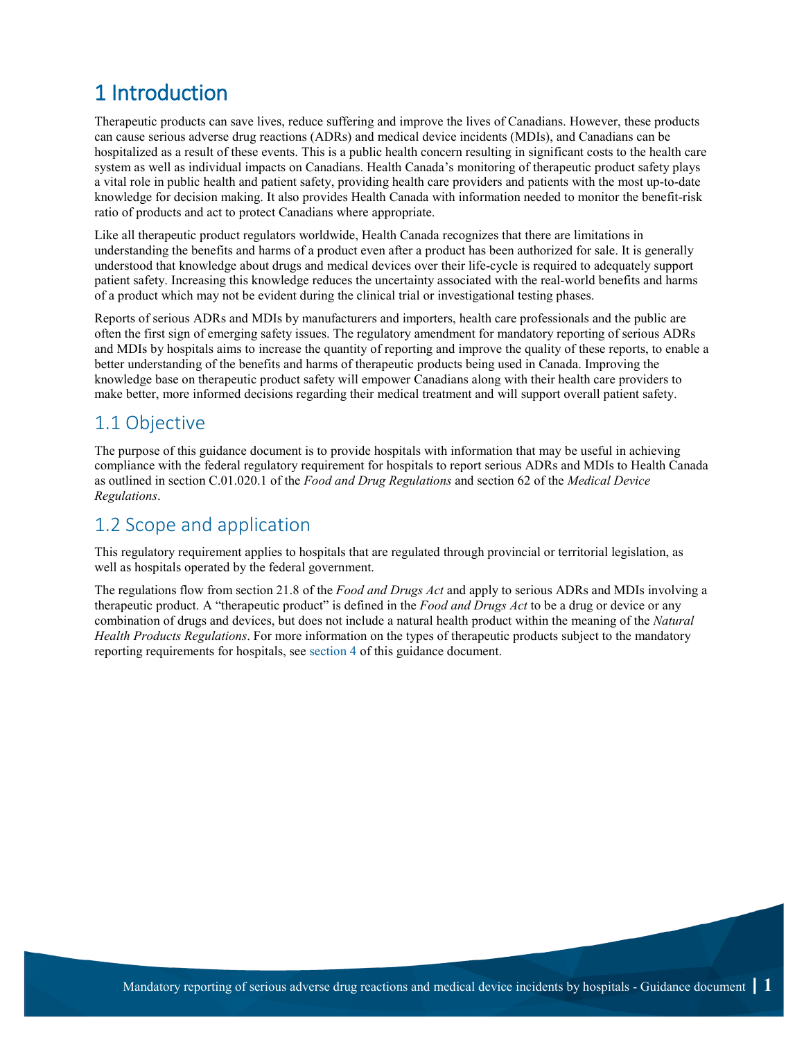# 1 Introduction

Therapeutic products can save lives, reduce suffering and improve the lives of Canadians. However, these products can cause serious adverse drug reactions (ADRs) and medical device incidents (MDIs), and Canadians can be hospitalized as a result of these events. This is a public health concern resulting in significant costs to the health care system as well as individual impacts on Canadians. Health Canada's monitoring of therapeutic product safety plays a vital role in public health and patient safety, providing health care providers and patients with the most up-to-date knowledge for decision making. It also provides Health Canada with information needed to monitor the benefit-risk ratio of products and act to protect Canadians where appropriate.

Like all therapeutic product regulators worldwide, Health Canada recognizes that there are limitations in understanding the benefits and harms of a product even after a product has been authorized for sale. It is generally understood that knowledge about drugs and medical devices over their life-cycle is required to adequately support patient safety. Increasing this knowledge reduces the uncertainty associated with the real-world benefits and harms of a product which may not be evident during the clinical trial or investigational testing phases.

Reports of serious ADRs and MDIs by manufacturers and importers, health care professionals and the public are often the first sign of emerging safety issues. The regulatory amendment for mandatory reporting of serious ADRs and MDIs by hospitals aims to increase the quantity of reporting and improve the quality of these reports, to enable a better understanding of the benefits and harms of therapeutic products being used in Canada. Improving the knowledge base on therapeutic product safety will empower Canadians along with their health care providers to make better, more informed decisions regarding their medical treatment and will support overall patient safety.

## 1.1 Objective

The purpose of this guidance document is to provide hospitals with information that may be useful in achieving compliance with the federal regulatory requirement for hospitals to report serious ADRs and MDIs to Health Canada as outlined in section C.01.020.1 of the *Food and Drug Regulations* and section 62 of the *Medical Device Regulations*.

## 1.2 Scope and application

This regulatory requirement applies to hospitals that are regulated through provincial or territorial legislation, as well as hospitals operated by the federal government.

The regulations flow from section 21.8 of the *Food and Drugs Act* and apply to serious ADRs and MDIs involving a therapeutic product. A "therapeutic product" is defined in the *Food and Drugs Act* to be a drug or device or any combination of drugs and devices, but does not include a natural health product within the meaning of the *Natural Health Products Regulations*. For more information on the types of therapeutic products subject to the mandatory reporting requirements for hospitals, see section 4 of this guidance document.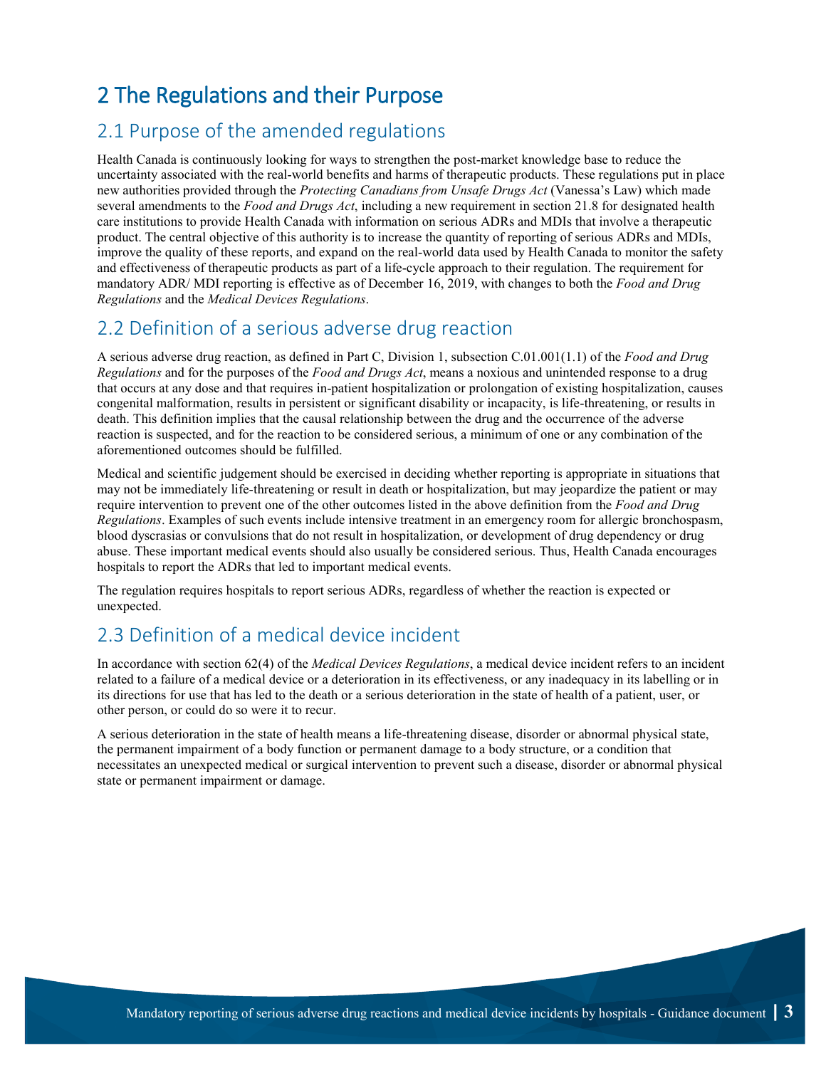# 2 The Regulations and their Purpose

## 2.1 Purpose of the amended regulations

Health Canada is continuously looking for ways to strengthen the post-market knowledge base to reduce the uncertainty associated with the real-world benefits and harms of therapeutic products. These regulations put in place new authorities provided through the *Protecting Canadians from Unsafe Drugs Act* (Vanessa's Law) which made several amendments to the *Food and Drugs Act*, including a new requirement in section 21.8 for designated health care institutions to provide Health Canada with information on serious ADRs and MDIs that involve a therapeutic product. The central objective of this authority is to increase the quantity of reporting of serious ADRs and MDIs, improve the quality of these reports, and expand on the real-world data used by Health Canada to monitor the safety and effectiveness of therapeutic products as part of a life-cycle approach to their regulation. The requirement for mandatory ADR/ MDI reporting is effective as of December 16, 2019, with changes to both the *Food and Drug Regulations* and the *Medical Devices Regulations*.

## 2.2 Definition of a serious adverse drug reaction

A serious adverse drug reaction, as defined in Part C, Division 1, subsection C.01.001(1.1) of the *Food and Drug Regulations* and for the purposes of the *Food and Drugs Act*, means a noxious and unintended response to a drug that occurs at any dose and that requires in-patient hospitalization or prolongation of existing hospitalization, causes congenital malformation, results in persistent or significant disability or incapacity, is life-threatening, or results in death. This definition implies that the causal relationship between the drug and the occurrence of the adverse reaction is suspected, and for the reaction to be considered serious, a minimum of one or any combination of the aforementioned outcomes should be fulfilled.

Medical and scientific judgement should be exercised in deciding whether reporting is appropriate in situations that may not be immediately life-threatening or result in death or hospitalization, but may jeopardize the patient or may require intervention to prevent one of the other outcomes listed in the above definition from the *Food and Drug Regulations*. Examples of such events include intensive treatment in an emergency room for allergic bronchospasm, blood dyscrasias or convulsions that do not result in hospitalization, or development of drug dependency or drug abuse. These important medical events should also usually be considered serious. Thus, Health Canada encourages hospitals to report the ADRs that led to important medical events.

The regulation requires hospitals to report serious ADRs, regardless of whether the reaction is expected or unexpected.

## 2.3 Definition of a medical device incident

In accordance with section 62(4) of the *Medical Devices Regulations*, a medical device incident refers to an incident related to a failure of a medical device or a deterioration in its effectiveness, or any inadequacy in its labelling or in its directions for use that has led to the death or a serious deterioration in the state of health of a patient, user, or other person, or could do so were it to recur.

A serious deterioration in the state of health means a life-threatening disease, disorder or abnormal physical state, the permanent impairment of a body function or permanent damage to a body structure, or a condition that necessitates an unexpected medical or surgical intervention to prevent such a disease, disorder or abnormal physical state or permanent impairment or damage.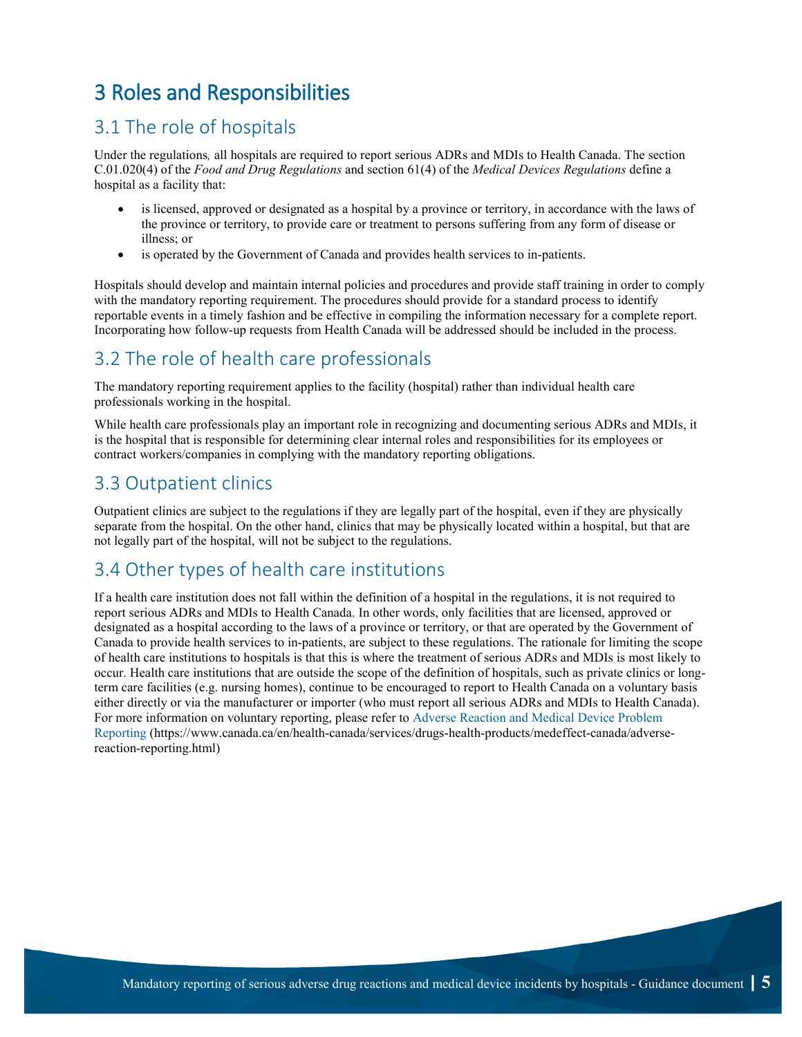# 3 Roles and Responsibilities

## 3.1 The role of hospitals

Under the regulations, all hospitals are required to report serious ADRs and MDIs to Health Canada. The section C.01.020(4) of the *Food and Drug Regulations* and section 61(4) of the *Medical Devices Regulations* define a hospital as a facility that:

- is licensed, approved or designated as a hospital by a province or territory, in accordance with the laws of the province or territory, to provide care or treatment to persons suffering from any form of disease or illness; or
- is operated by the Government of Canada and provides health services to in-patients.

Hospitals should develop and maintain internal policies and procedures and provide staff training in order to comply with the mandatory reporting requirement. The procedures should provide for a standard process to identify reportable events in a timely fashion and be effective in compiling the information necessary for a complete report. Incorporating how follow-up requests from Health Canada will be addressed should be included in the process.

## 3.2 The role of health care professionals

The mandatory reporting requirement applies to the facility (hospital) rather than individual health care professionals working in the hospital.

While health care professionals play an important role in recognizing and documenting serious ADRs and MDIs, it is the hospital that is responsible for determining clear internal roles and responsibilities for its employees or contract workers/companies in complying with the mandatory reporting obligations.

## 3.3 Outpatient clinics

Outpatient clinics are subject to the regulations if they are legally part of the hospital, even if they are physically separate from the hospital. On the other hand, clinics that may be physically located within a hospital, but that are not legally part of the hospital, will not be subject to the regulations.

## 3.4 Other types of health care institutions

If a health care institution does not fall within the definition of a hospital in the regulations, it is not required to report serious ADRs and MDIs to Health Canada. In other words, only facilities that are licensed, approved or designated as a hospital according to the laws of a province or territory, or that are operated by the Government of Canada to provide health services to in-patients, are subject to these regulations. The rationale for limiting the scope of health care institutions to hospitals is that this is where the treatment of serious ADRs and MDIs is most likely to occur. Health care institutions that are outside the scope of the definition of hospitals, such as private clinics or long-term care facilities (e.g. nursing homes), continue to be encouraged to report to Health Canada on a voluntary basis either directly or via the manufacturer or importer (who must report all serious ADRs and MDIs to Health Canada). For more information on voluntary reporting, please refer to Adverse Reaction and Medical Device Problem Reporting (https://www.canada.ca/en/health-canada/services/drugs-health-products/medeffect-canada/adverse-reaction-reporting.html)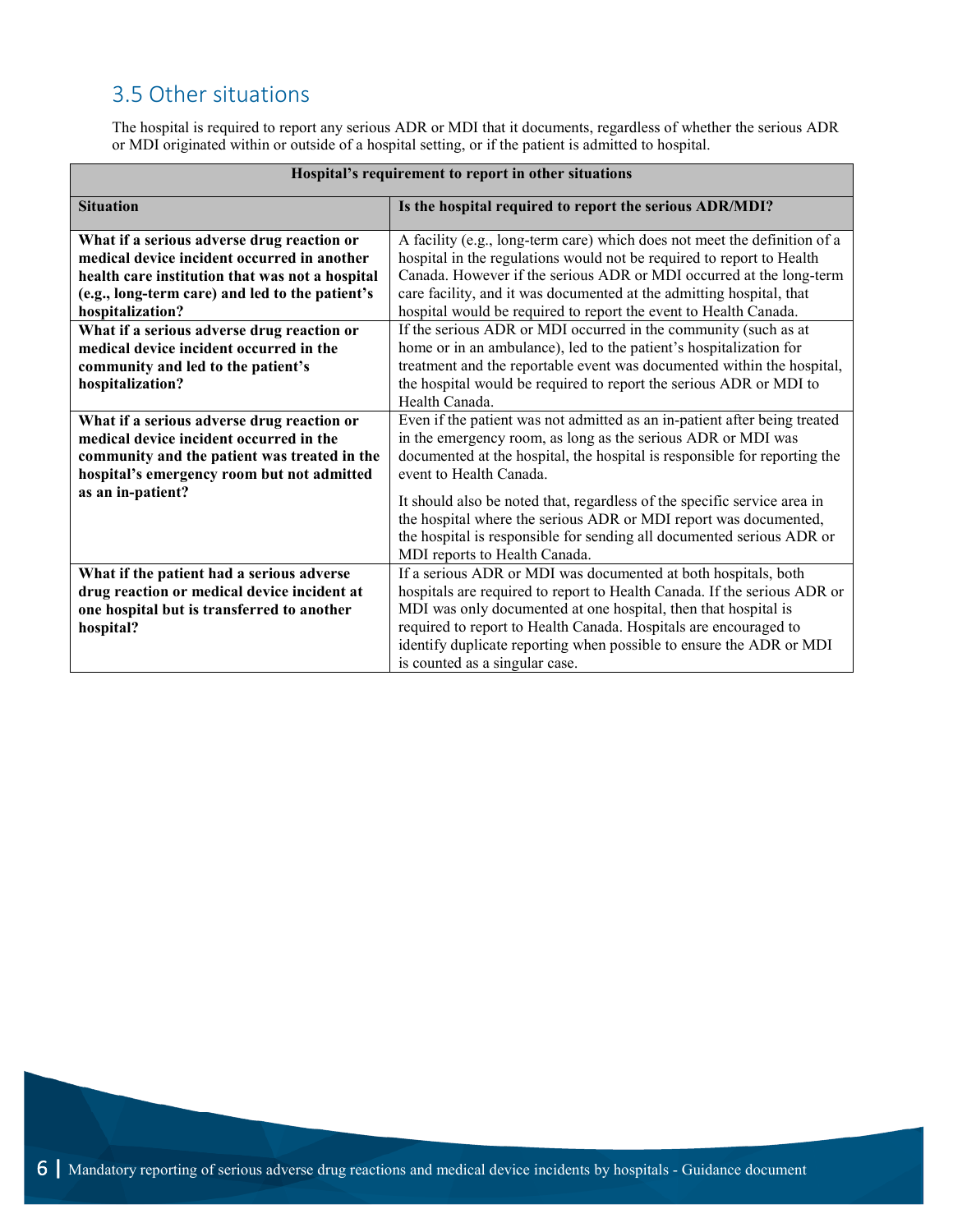## 3.5 Other situations

The hospital is required to report any serious ADR or MDI that it documents, regardless of whether the serious ADR or MDI originated within or outside of a hospital setting, or if the patient is admitted to hospital.

| Hospital's requirement to report in other situations | |
|---|---|
| **Situation** | **Is the hospital required to report the serious ADR/MDI?** |
| **What if a serious adverse drug reaction or medical device incident occurred in another health care institution that was not a hospital (e.g., long-term care) and led to the patient's hospitalization?** | A facility (e.g., long-term care) which does not meet the definition of a hospital in the regulations would not be required to report to Health Canada. However if the serious ADR or MDI occurred at the long-term care facility, and it was documented at the admitting hospital, that hospital would be required to report the event to Health Canada. |
| **What if a serious adverse drug reaction or medical device incident occurred in the community and led to the patient's hospitalization?** | If the serious ADR or MDI occurred in the community (such as at home or in an ambulance), led to the patient's hospitalization for treatment and the reportable event was documented within the hospital, the hospital would be required to report the serious ADR or MDI to Health Canada. |
| **What if a serious adverse drug reaction or medical device incident occurred in the community and the patient was treated in the hospital's emergency room but not admitted as an in-patient?** | Even if the patient was not admitted as an in-patient after being treated in the emergency room, as long as the serious ADR or MDI was documented at the hospital, the hospital is responsible for reporting the event to Health Canada.<br><br>It should also be noted that, regardless of the specific service area in the hospital where the serious ADR or MDI report was documented, the hospital is responsible for sending all documented serious ADR or MDI reports to Health Canada. |
| **What if the patient had a serious adverse drug reaction or medical device incident at one hospital but is transferred to another hospital?** | If a serious ADR or MDI was documented at both hospitals, both hospitals are required to report to Health Canada. If the serious ADR or MDI was only documented at one hospital, then that hospital is required to report to Health Canada. Hospitals are encouraged to identify duplicate reporting when possible to ensure the ADR or MDI is counted as a singular case. |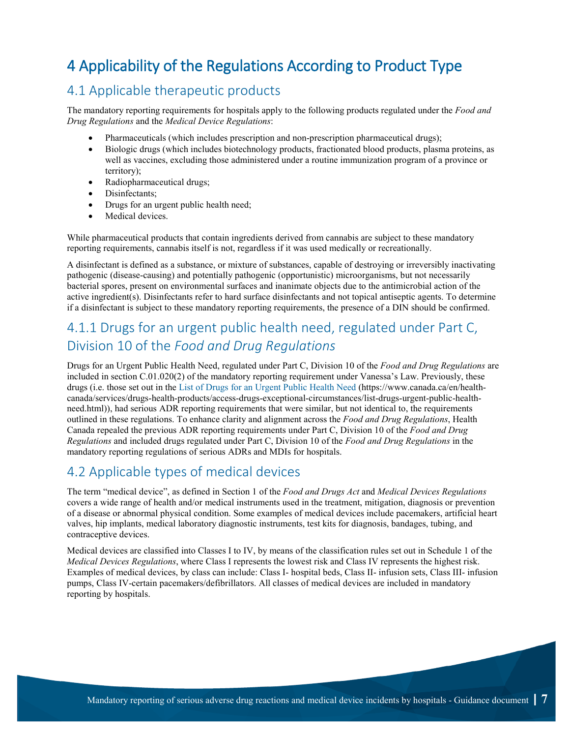# 4 Applicability of the Regulations According to Product Type

## 4.1 Applicable therapeutic products

The mandatory reporting requirements for hospitals apply to the following products regulated under the *Food and Drug Regulations* and the *Medical Device Regulations*:

- Pharmaceuticals (which includes prescription and non-prescription pharmaceutical drugs);
- Biologic drugs (which includes biotechnology products, fractionated blood products, plasma proteins, as well as vaccines, excluding those administered under a routine immunization program of a province or territory);
- Radiopharmaceutical drugs;
- Disinfectants;
- Drugs for an urgent public health need;
- Medical devices.

While pharmaceutical products that contain ingredients derived from cannabis are subject to these mandatory reporting requirements, cannabis itself is not, regardless if it was used medically or recreationally.

A disinfectant is defined as a substance, or mixture of substances, capable of destroying or irreversibly inactivating pathogenic (disease-causing) and potentially pathogenic (opportunistic) microorganisms, but not necessarily bacterial spores, present on environmental surfaces and inanimate objects due to the antimicrobial action of the active ingredient(s). Disinfectants refer to hard surface disinfectants and not topical antiseptic agents. To determine if a disinfectant is subject to these mandatory reporting requirements, the presence of a DIN should be confirmed.

## 4.1.1 Drugs for an urgent public health need, regulated under Part C, Division 10 of the *Food and Drug Regulations*

Drugs for an Urgent Public Health Need, regulated under Part C, Division 10 of the *Food and Drug Regulations* are included in section C.01.020(2) of the mandatory reporting requirement under Vanessa's Law. Previously, these drugs (i.e. those set out in the List of Drugs for an Urgent Public Health Need (https://www.canada.ca/en/health-canada/services/drugs-health-products/access-drugs-exceptional-circumstances/list-drugs-urgent-public-health-need.html)), had serious ADR reporting requirements that were similar, but not identical to, the requirements outlined in these regulations. To enhance clarity and alignment across the *Food and Drug Regulations*, Health Canada repealed the previous ADR reporting requirements under Part C, Division 10 of the *Food and Drug Regulations* and included drugs regulated under Part C, Division 10 of the *Food and Drug Regulations* in the mandatory reporting regulations of serious ADRs and MDIs for hospitals.

## 4.2 Applicable types of medical devices

The term "medical device", as defined in Section 1 of the *Food and Drugs Act* and *Medical Devices Regulations* covers a wide range of health and/or medical instruments used in the treatment, mitigation, diagnosis or prevention of a disease or abnormal physical condition. Some examples of medical devices include pacemakers, artificial heart valves, hip implants, medical laboratory diagnostic instruments, test kits for diagnosis, bandages, tubing, and contraceptive devices.

Medical devices are classified into Classes I to IV, by means of the classification rules set out in Schedule 1 of the *Medical Devices Regulations*, where Class I represents the lowest risk and Class IV represents the highest risk. Examples of medical devices, by class can include: Class I- hospital beds, Class II- infusion sets, Class III- infusion pumps, Class IV-certain pacemakers/defibrillators. All classes of medical devices are included in mandatory reporting by hospitals.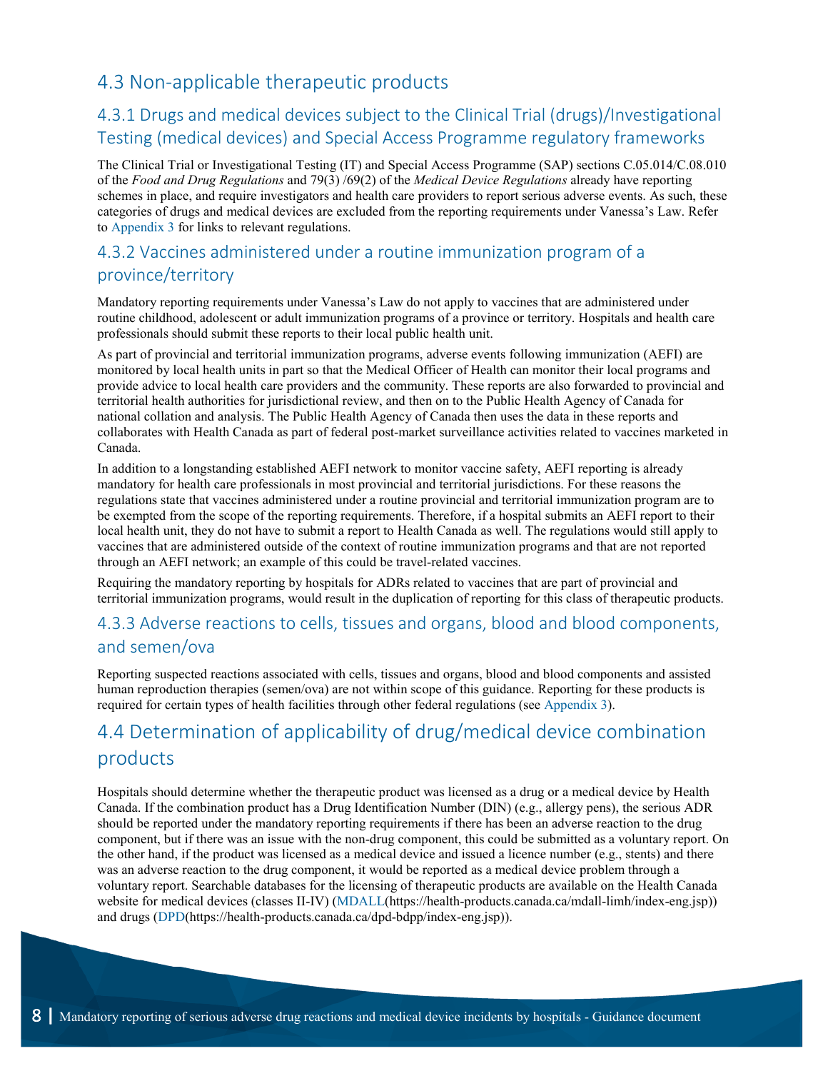## 4.3 Non-applicable therapeutic products

### 4.3.1 Drugs and medical devices subject to the Clinical Trial (drugs)/Investigational Testing (medical devices) and Special Access Programme regulatory frameworks

The Clinical Trial or Investigational Testing (IT) and Special Access Programme (SAP) sections C.05.014/C.08.010 of the *Food and Drug Regulations* and 79(3) /69(2) of the *Medical Device Regulations* already have reporting schemes in place, and require investigators and health care providers to report serious adverse events. As such, these categories of drugs and medical devices are excluded from the reporting requirements under Vanessa's Law. Refer to Appendix 3 for links to relevant regulations.

### 4.3.2 Vaccines administered under a routine immunization program of a province/territory

Mandatory reporting requirements under Vanessa's Law do not apply to vaccines that are administered under routine childhood, adolescent or adult immunization programs of a province or territory. Hospitals and health care professionals should submit these reports to their local public health unit.

As part of provincial and territorial immunization programs, adverse events following immunization (AEFI) are monitored by local health units in part so that the Medical Officer of Health can monitor their local programs and provide advice to local health care providers and the community. These reports are also forwarded to provincial and territorial health authorities for jurisdictional review, and then on to the Public Health Agency of Canada for national collation and analysis. The Public Health Agency of Canada then uses the data in these reports and collaborates with Health Canada as part of federal post-market surveillance activities related to vaccines marketed in Canada.

In addition to a longstanding established AEFI network to monitor vaccine safety, AEFI reporting is already mandatory for health care professionals in most provincial and territorial jurisdictions. For these reasons the regulations state that vaccines administered under a routine provincial and territorial immunization program are to be exempted from the scope of the reporting requirements. Therefore, if a hospital submits an AEFI report to their local health unit, they do not have to submit a report to Health Canada as well. The regulations would still apply to vaccines that are administered outside of the context of routine immunization programs and that are not reported through an AEFI network; an example of this could be travel-related vaccines.

Requiring the mandatory reporting by hospitals for ADRs related to vaccines that are part of provincial and territorial immunization programs, would result in the duplication of reporting for this class of therapeutic products.

### 4.3.3 Adverse reactions to cells, tissues and organs, blood and blood components, and semen/ova

Reporting suspected reactions associated with cells, tissues and organs, blood and blood components and assisted human reproduction therapies (semen/ova) are not within scope of this guidance. Reporting for these products is required for certain types of health facilities through other federal regulations (see Appendix 3).

## 4.4 Determination of applicability of drug/medical device combination products

Hospitals should determine whether the therapeutic product was licensed as a drug or a medical device by Health Canada. If the combination product has a Drug Identification Number (DIN) (e.g., allergy pens), the serious ADR should be reported under the mandatory reporting requirements if there has been an adverse reaction to the drug component, but if there was an issue with the non-drug component, this could be submitted as a voluntary report. On the other hand, if the product was licensed as a medical device and issued a licence number (e.g., stents) and there was an adverse reaction to the drug component, it would be reported as a medical device problem through a voluntary report. Searchable databases for the licensing of therapeutic products are available on the Health Canada website for medical devices (classes II-IV) (MDALL(https://health-products.canada.ca/mdall-limh/index-eng.jsp)) and drugs (DPD(https://health-products.canada.ca/dpd-bdpp/index-eng.jsp)).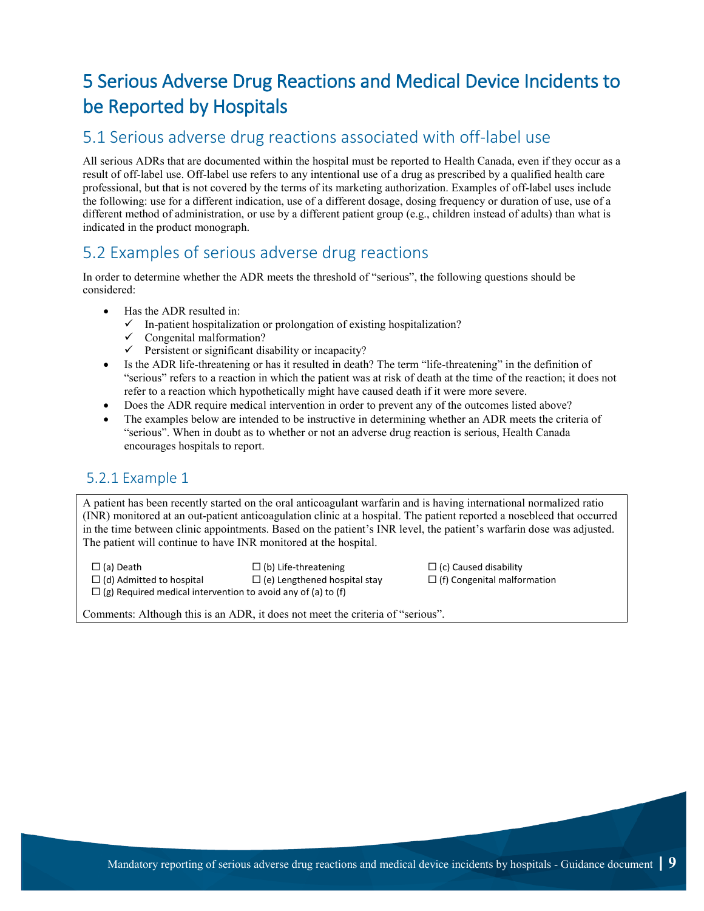# 5 Serious Adverse Drug Reactions and Medical Device Incidents to be Reported by Hospitals

## 5.1 Serious adverse drug reactions associated with off-label use

All serious ADRs that are documented within the hospital must be reported to Health Canada, even if they occur as a result of off-label use. Off-label use refers to any intentional use of a drug as prescribed by a qualified health care professional, but that is not covered by the terms of its marketing authorization. Examples of off-label uses include the following: use for a different indication, use of a different dosage, dosing frequency or duration of use, use of a different method of administration, or use by a different patient group (e.g., children instead of adults) than what is indicated in the product monograph.

## 5.2 Examples of serious adverse drug reactions

In order to determine whether the ADR meets the threshold of "serious", the following questions should be considered:

- Has the ADR resulted in:
  - ✓ In-patient hospitalization or prolongation of existing hospitalization?
  - ✓ Congenital malformation?
  - ✓ Persistent or significant disability or incapacity?
- Is the ADR life-threatening or has it resulted in death? The term "life-threatening" in the definition of "serious" refers to a reaction in which the patient was at risk of death at the time of the reaction; it does not refer to a reaction which hypothetically might have caused death if it were more severe.
- Does the ADR require medical intervention in order to prevent any of the outcomes listed above?
- The examples below are intended to be instructive in determining whether an ADR meets the criteria of "serious". When in doubt as to whether or not an adverse drug reaction is serious, Health Canada encourages hospitals to report.

### 5.2.1 Example 1

A patient has been recently started on the oral anticoagulant warfarin and is having international normalized ratio (INR) monitored at an out-patient anticoagulation clinic at a hospital. The patient reported a nosebleed that occurred in the time between clinic appointments. Based on the patient's INR level, the patient's warfarin dose was adjusted. The patient will continue to have INR monitored at the hospital.

☐ (a) Death ☐ (b) Life-threatening ☐ (c) Caused disability
☐ (d) Admitted to hospital ☐ (e) Lengthened hospital stay ☐ (f) Congenital malformation
☐ (g) Required medical intervention to avoid any of (a) to (f)

Comments: Although this is an ADR, it does not meet the criteria of "serious".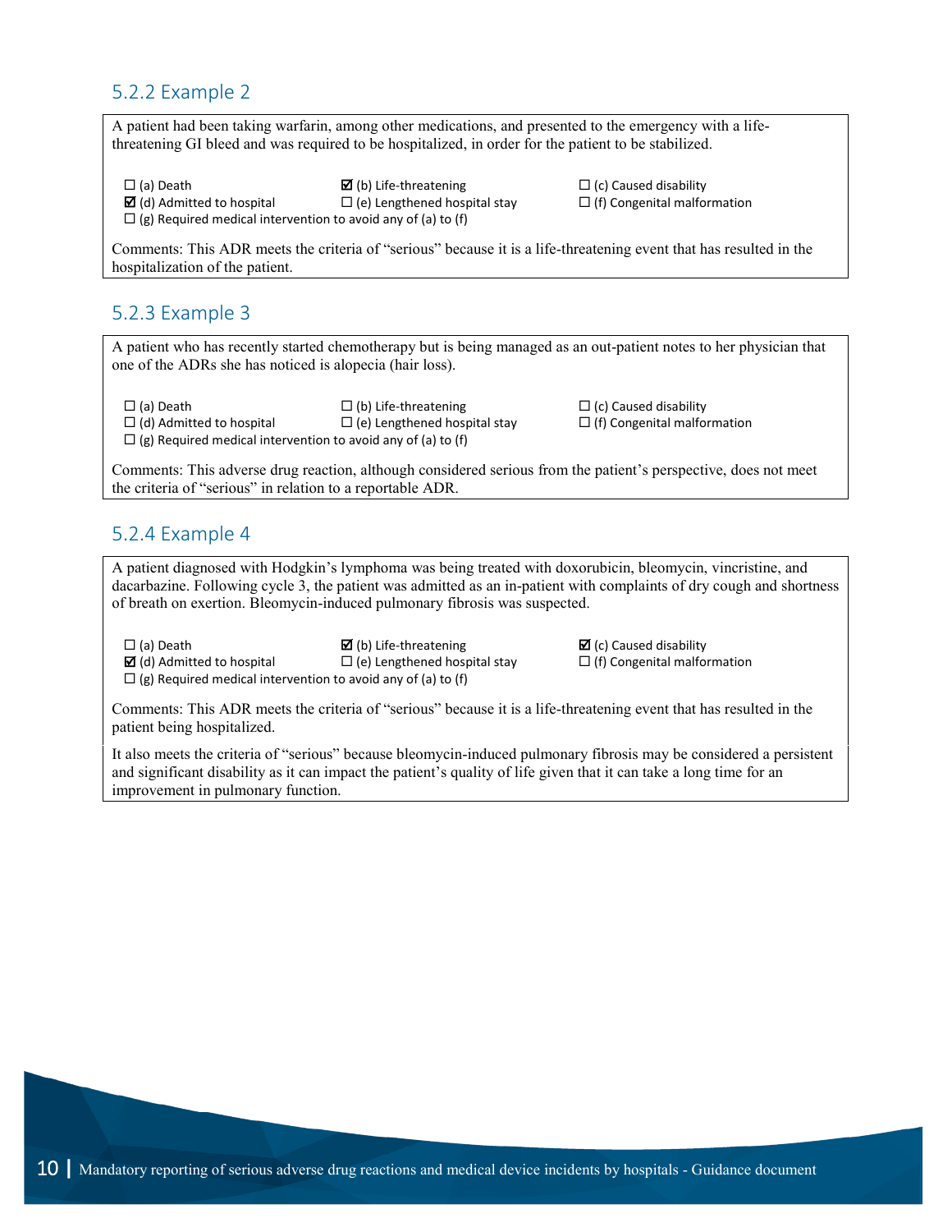### 5.2.2 Example 2

A patient had been taking warfarin, among other medications, and presented to the emergency with a life-threatening GI bleed and was required to be hospitalized, in order for the patient to be stabilized.

☐ (a) Death ☑ (b) Life-threatening ☐ (c) Caused disability
☑ (d) Admitted to hospital ☐ (e) Lengthened hospital stay ☐ (f) Congenital malformation
☐ (g) Required medical intervention to avoid any of (a) to (f)

Comments: This ADR meets the criteria of "serious" because it is a life-threatening event that has resulted in the hospitalization of the patient.

### 5.2.3 Example 3

A patient who has recently started chemotherapy but is being managed as an out-patient notes to her physician that one of the ADRs she has noticed is alopecia (hair loss).

☐ (a) Death ☐ (b) Life-threatening ☐ (c) Caused disability
☐ (d) Admitted to hospital ☐ (e) Lengthened hospital stay ☐ (f) Congenital malformation
☐ (g) Required medical intervention to avoid any of (a) to (f)

Comments: This adverse drug reaction, although considered serious from the patient's perspective, does not meet the criteria of "serious" in relation to a reportable ADR.

### 5.2.4 Example 4

A patient diagnosed with Hodgkin's lymphoma was being treated with doxorubicin, bleomycin, vincristine, and dacarbazine. Following cycle 3, the patient was admitted as an in-patient with complaints of dry cough and shortness of breath on exertion. Bleomycin-induced pulmonary fibrosis was suspected.

☐ (a) Death ☑ (b) Life-threatening ☑ (c) Caused disability
☑ (d) Admitted to hospital ☐ (e) Lengthened hospital stay ☐ (f) Congenital malformation
☐ (g) Required medical intervention to avoid any of (a) to (f)

Comments: This ADR meets the criteria of "serious" because it is a life-threatening event that has resulted in the patient being hospitalized.

It also meets the criteria of "serious" because bleomycin-induced pulmonary fibrosis may be considered a persistent and significant disability as it can impact the patient's quality of life given that it can take a long time for an improvement in pulmonary function.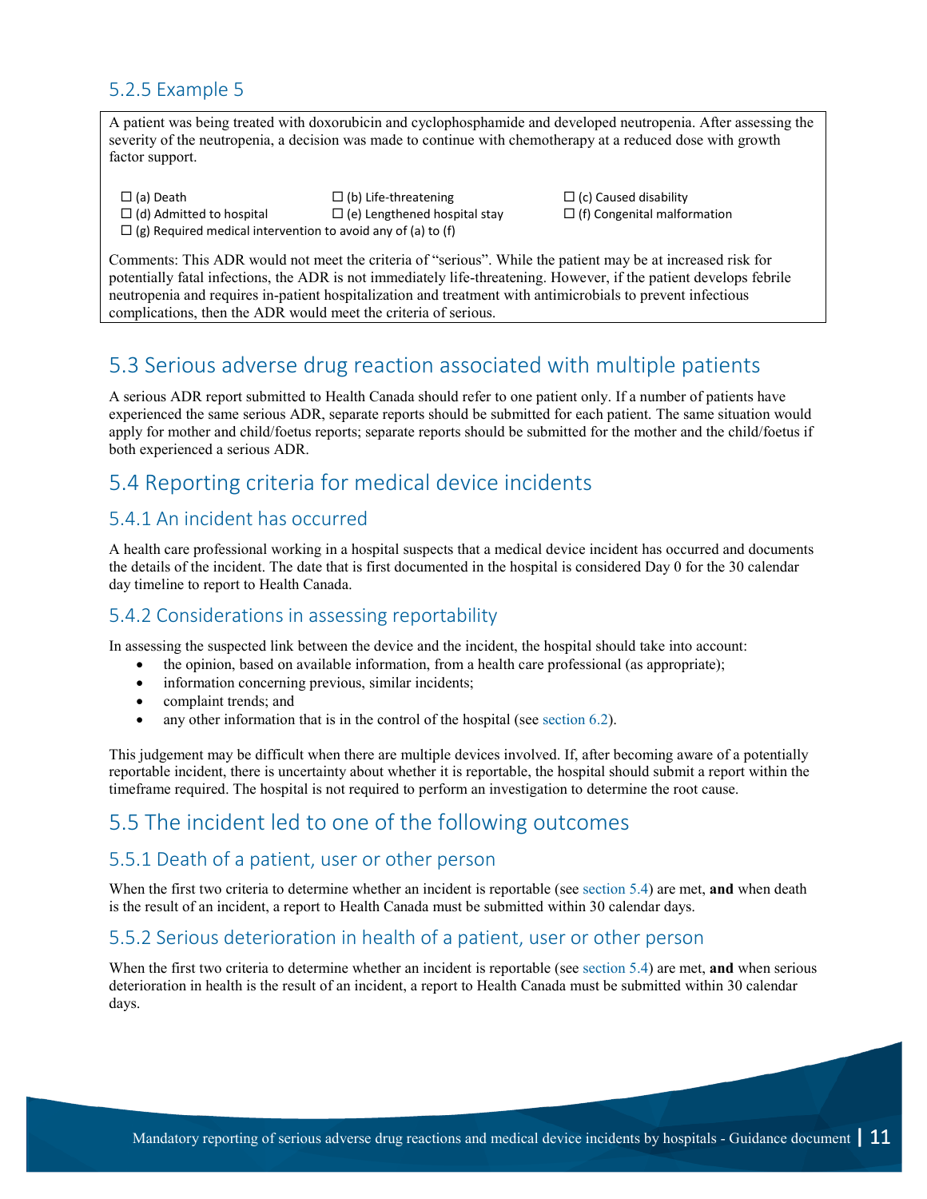### 5.2.5 Example 5

A patient was being treated with doxorubicin and cyclophosphamide and developed neutropenia. After assessing the severity of the neutropenia, a decision was made to continue with chemotherapy at a reduced dose with growth factor support.

☐ (a) Death ☐ (b) Life-threatening ☐ (c) Caused disability
☐ (d) Admitted to hospital ☐ (e) Lengthened hospital stay ☐ (f) Congenital malformation
☐ (g) Required medical intervention to avoid any of (a) to (f)

Comments: This ADR would not meet the criteria of "serious". While the patient may be at increased risk for potentially fatal infections, the ADR is not immediately life-threatening. However, if the patient develops febrile neutropenia and requires in-patient hospitalization and treatment with antimicrobials to prevent infectious complications, then the ADR would meet the criteria of serious.

## 5.3 Serious adverse drug reaction associated with multiple patients

A serious ADR report submitted to Health Canada should refer to one patient only. If a number of patients have experienced the same serious ADR, separate reports should be submitted for each patient. The same situation would apply for mother and child/foetus reports; separate reports should be submitted for the mother and the child/foetus if both experienced a serious ADR.

## 5.4 Reporting criteria for medical device incidents

### 5.4.1 An incident has occurred

A health care professional working in a hospital suspects that a medical device incident has occurred and documents the details of the incident. The date that is first documented in the hospital is considered Day 0 for the 30 calendar day timeline to report to Health Canada.

### 5.4.2 Considerations in assessing reportability

In assessing the suspected link between the device and the incident, the hospital should take into account:

- the opinion, based on available information, from a health care professional (as appropriate);
- information concerning previous, similar incidents;
- complaint trends; and
- any other information that is in the control of the hospital (see section 6.2).

This judgement may be difficult when there are multiple devices involved. If, after becoming aware of a potentially reportable incident, there is uncertainty about whether it is reportable, the hospital should submit a report within the timeframe required. The hospital is not required to perform an investigation to determine the root cause.

## 5.5 The incident led to one of the following outcomes

### 5.5.1 Death of a patient, user or other person

When the first two criteria to determine whether an incident is reportable (see section 5.4) are met, **and** when death is the result of an incident, a report to Health Canada must be submitted within 30 calendar days.

### 5.5.2 Serious deterioration in health of a patient, user or other person

When the first two criteria to determine whether an incident is reportable (see section 5.4) are met, **and** when serious deterioration in health is the result of an incident, a report to Health Canada must be submitted within 30 calendar days.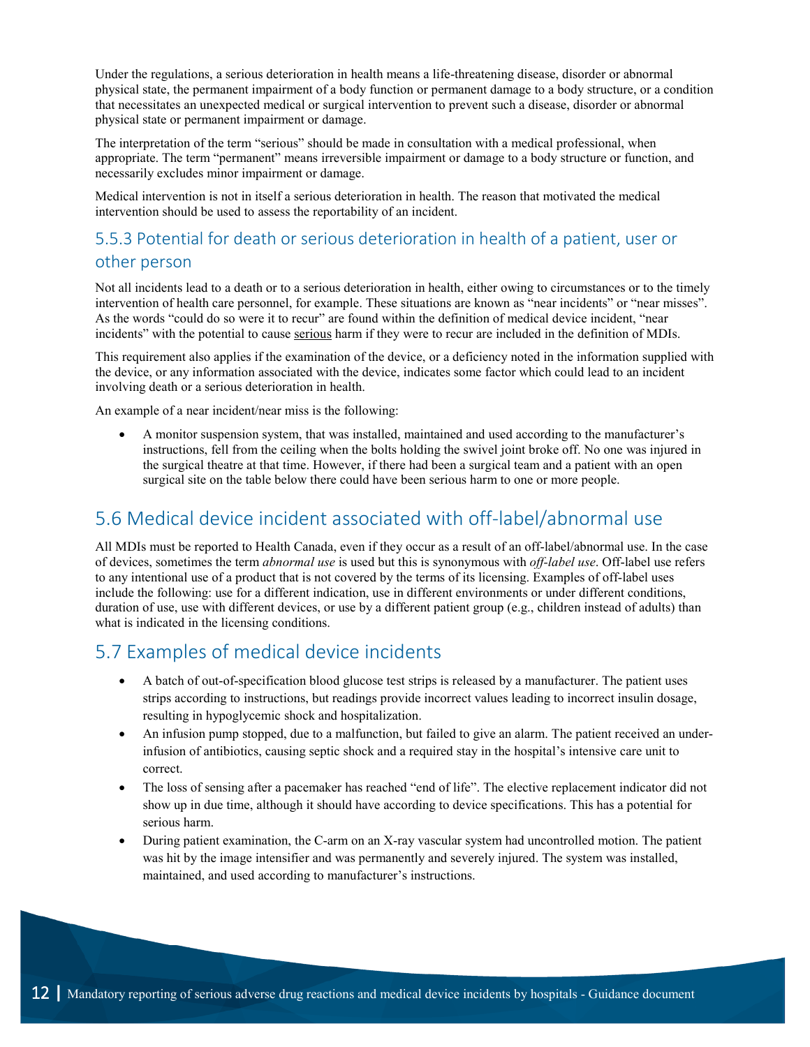Under the regulations, a serious deterioration in health means a life-threatening disease, disorder or abnormal physical state, the permanent impairment of a body function or permanent damage to a body structure, or a condition that necessitates an unexpected medical or surgical intervention to prevent such a disease, disorder or abnormal physical state or permanent impairment or damage.

The interpretation of the term "serious" should be made in consultation with a medical professional, when appropriate. The term "permanent" means irreversible impairment or damage to a body structure or function, and necessarily excludes minor impairment or damage.

Medical intervention is not in itself a serious deterioration in health. The reason that motivated the medical intervention should be used to assess the reportability of an incident.

### 5.5.3 Potential for death or serious deterioration in health of a patient, user or other person

Not all incidents lead to a death or to a serious deterioration in health, either owing to circumstances or to the timely intervention of health care personnel, for example. These situations are known as "near incidents" or "near misses". As the words "could do so were it to recur" are found within the definition of medical device incident, "near incidents" with the potential to cause serious harm if they were to recur are included in the definition of MDIs.

This requirement also applies if the examination of the device, or a deficiency noted in the information supplied with the device, or any information associated with the device, indicates some factor which could lead to an incident involving death or a serious deterioration in health.

An example of a near incident/near miss is the following:

- A monitor suspension system, that was installed, maintained and used according to the manufacturer's instructions, fell from the ceiling when the bolts holding the swivel joint broke off. No one was injured in the surgical theatre at that time. However, if there had been a surgical team and a patient with an open surgical site on the table below there could have been serious harm to one or more people.

## 5.6 Medical device incident associated with off-label/abnormal use

All MDIs must be reported to Health Canada, even if they occur as a result of an off-label/abnormal use. In the case of devices, sometimes the term *abnormal use* is used but this is synonymous with *off-label use*. Off-label use refers to any intentional use of a product that is not covered by the terms of its licensing. Examples of off-label uses include the following: use for a different indication, use in different environments or under different conditions, duration of use, use with different devices, or use by a different patient group (e.g., children instead of adults) than what is indicated in the licensing conditions.

## 5.7 Examples of medical device incidents

- A batch of out-of-specification blood glucose test strips is released by a manufacturer. The patient uses strips according to instructions, but readings provide incorrect values leading to incorrect insulin dosage, resulting in hypoglycemic shock and hospitalization.
- An infusion pump stopped, due to a malfunction, but failed to give an alarm. The patient received an under-infusion of antibiotics, causing septic shock and a required stay in the hospital's intensive care unit to correct.
- The loss of sensing after a pacemaker has reached "end of life". The elective replacement indicator did not show up in due time, although it should have according to device specifications. This has a potential for serious harm.
- During patient examination, the C-arm on an X-ray vascular system had uncontrolled motion. The patient was hit by the image intensifier and was permanently and severely injured. The system was installed, maintained, and used according to manufacturer's instructions.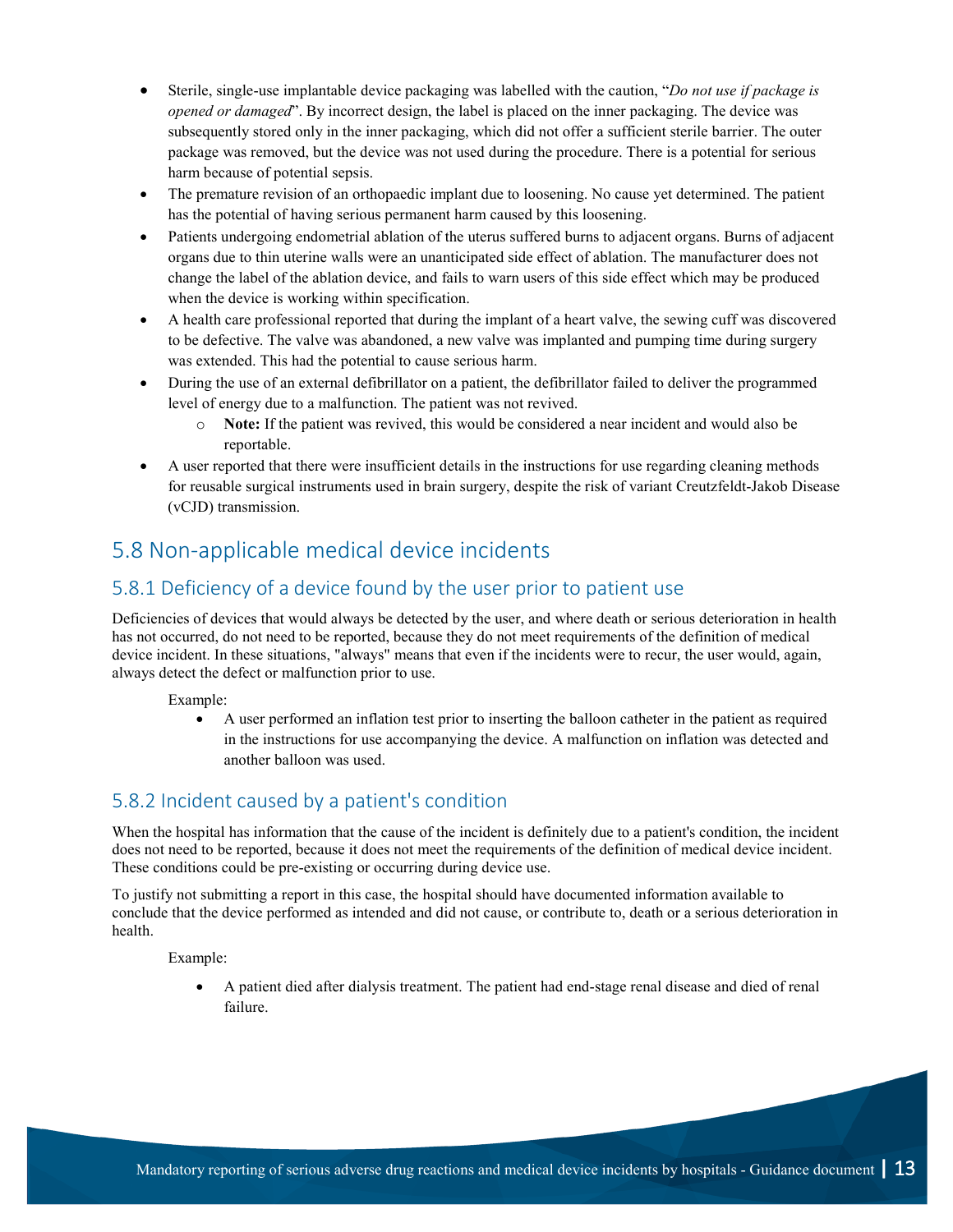- Sterile, single-use implantable device packaging was labelled with the caution, "*Do not use if package is opened or damaged*". By incorrect design, the label is placed on the inner packaging. The device was subsequently stored only in the inner packaging, which did not offer a sufficient sterile barrier. The outer package was removed, but the device was not used during the procedure. There is a potential for serious harm because of potential sepsis.
- The premature revision of an orthopaedic implant due to loosening. No cause yet determined. The patient has the potential of having serious permanent harm caused by this loosening.
- Patients undergoing endometrial ablation of the uterus suffered burns to adjacent organs. Burns of adjacent organs due to thin uterine walls were an unanticipated side effect of ablation. The manufacturer does not change the label of the ablation device, and fails to warn users of this side effect which may be produced when the device is working within specification.
- A health care professional reported that during the implant of a heart valve, the sewing cuff was discovered to be defective. The valve was abandoned, a new valve was implanted and pumping time during surgery was extended. This had the potential to cause serious harm.
- During the use of an external defibrillator on a patient, the defibrillator failed to deliver the programmed level of energy due to a malfunction. The patient was not revived.
  - **Note:** If the patient was revived, this would be considered a near incident and would also be reportable.
- A user reported that there were insufficient details in the instructions for use regarding cleaning methods for reusable surgical instruments used in brain surgery, despite the risk of variant Creutzfeldt-Jakob Disease (vCJD) transmission.

## 5.8 Non-applicable medical device incidents

### 5.8.1 Deficiency of a device found by the user prior to patient use

Deficiencies of devices that would always be detected by the user, and where death or serious deterioration in health has not occurred, do not need to be reported, because they do not meet requirements of the definition of medical device incident. In these situations, "always" means that even if the incidents were to recur, the user would, again, always detect the defect or malfunction prior to use.

Example:

- A user performed an inflation test prior to inserting the balloon catheter in the patient as required in the instructions for use accompanying the device. A malfunction on inflation was detected and another balloon was used.

### 5.8.2 Incident caused by a patient's condition

When the hospital has information that the cause of the incident is definitely due to a patient's condition, the incident does not need to be reported, because it does not meet the requirements of the definition of medical device incident. These conditions could be pre-existing or occurring during device use.

To justify not submitting a report in this case, the hospital should have documented information available to conclude that the device performed as intended and did not cause, or contribute to, death or a serious deterioration in health.

Example:

- A patient died after dialysis treatment. The patient had end-stage renal disease and died of renal failure.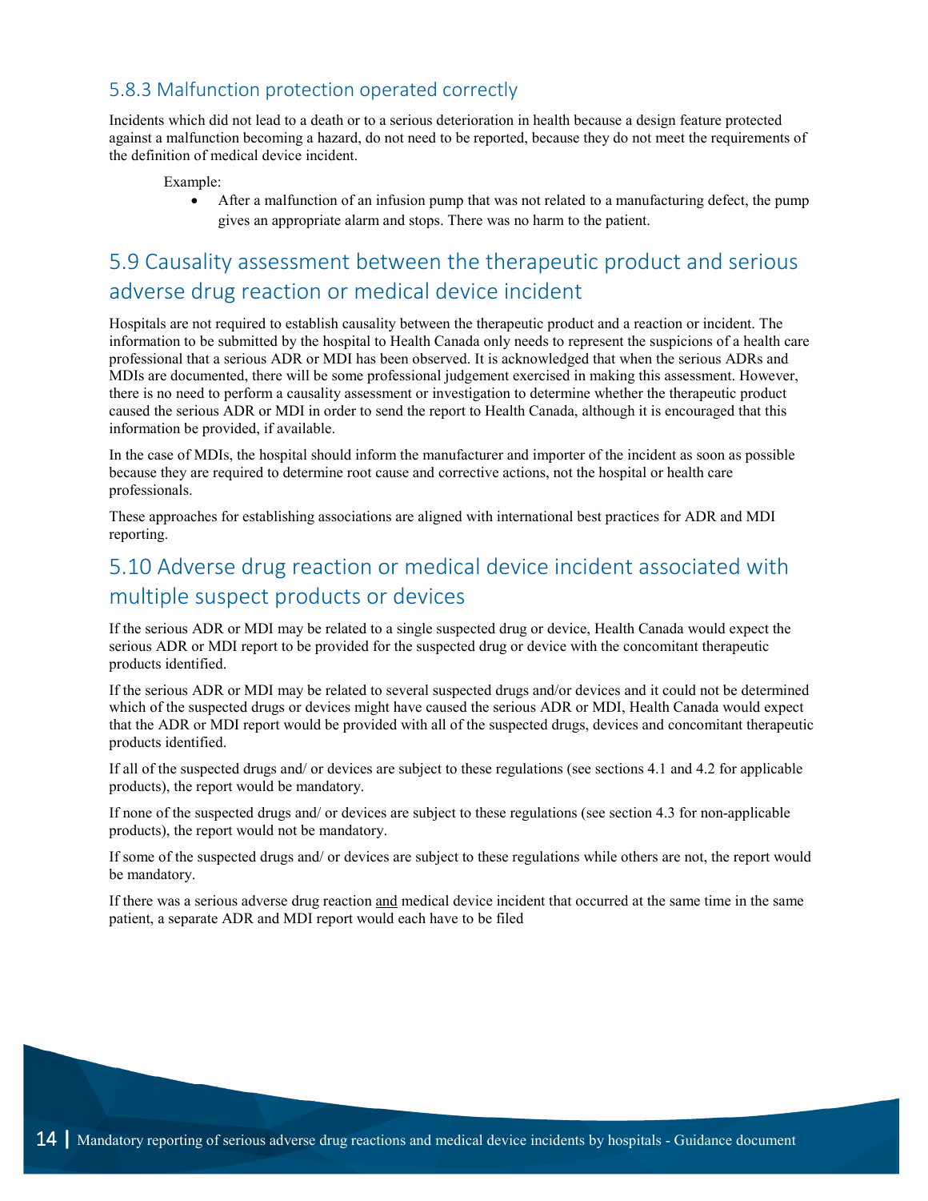### 5.8.3 Malfunction protection operated correctly

Incidents which did not lead to a death or to a serious deterioration in health because a design feature protected against a malfunction becoming a hazard, do not need to be reported, because they do not meet the requirements of the definition of medical device incident.

Example:

- After a malfunction of an infusion pump that was not related to a manufacturing defect, the pump gives an appropriate alarm and stops. There was no harm to the patient.

## 5.9 Causality assessment between the therapeutic product and serious adverse drug reaction or medical device incident

Hospitals are not required to establish causality between the therapeutic product and a reaction or incident. The information to be submitted by the hospital to Health Canada only needs to represent the suspicions of a health care professional that a serious ADR or MDI has been observed. It is acknowledged that when the serious ADRs and MDIs are documented, there will be some professional judgement exercised in making this assessment. However, there is no need to perform a causality assessment or investigation to determine whether the therapeutic product caused the serious ADR or MDI in order to send the report to Health Canada, although it is encouraged that this information be provided, if available.

In the case of MDIs, the hospital should inform the manufacturer and importer of the incident as soon as possible because they are required to determine root cause and corrective actions, not the hospital or health care professionals.

These approaches for establishing associations are aligned with international best practices for ADR and MDI reporting.

## 5.10 Adverse drug reaction or medical device incident associated with multiple suspect products or devices

If the serious ADR or MDI may be related to a single suspected drug or device, Health Canada would expect the serious ADR or MDI report to be provided for the suspected drug or device with the concomitant therapeutic products identified.

If the serious ADR or MDI may be related to several suspected drugs and/or devices and it could not be determined which of the suspected drugs or devices might have caused the serious ADR or MDI, Health Canada would expect that the ADR or MDI report would be provided with all of the suspected drugs, devices and concomitant therapeutic products identified.

If all of the suspected drugs and/ or devices are subject to these regulations (see sections 4.1 and 4.2 for applicable products), the report would be mandatory.

If none of the suspected drugs and/ or devices are subject to these regulations (see section 4.3 for non-applicable products), the report would not be mandatory.

If some of the suspected drugs and/ or devices are subject to these regulations while others are not, the report would be mandatory.

If there was a serious adverse drug reaction and medical device incident that occurred at the same time in the same patient, a separate ADR and MDI report would each have to be filed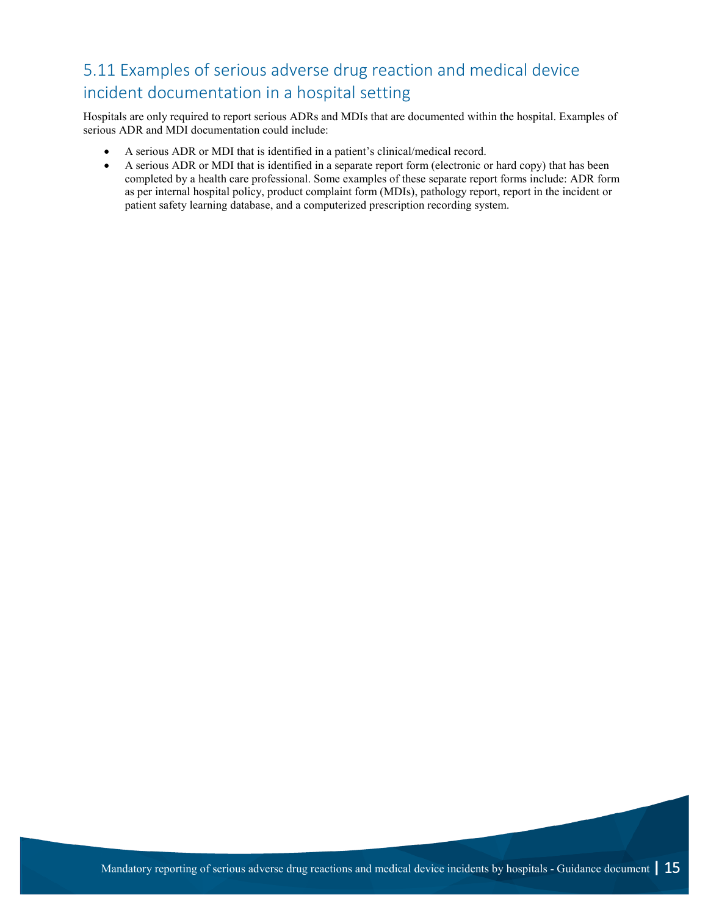## 5.11 Examples of serious adverse drug reaction and medical device incident documentation in a hospital setting

Hospitals are only required to report serious ADRs and MDIs that are documented within the hospital. Examples of serious ADR and MDI documentation could include:

- A serious ADR or MDI that is identified in a patient's clinical/medical record.
- A serious ADR or MDI that is identified in a separate report form (electronic or hard copy) that has been completed by a health care professional. Some examples of these separate report forms include: ADR form as per internal hospital policy, product complaint form (MDIs), pathology report, report in the incident or patient safety learning database, and a computerized prescription recording system.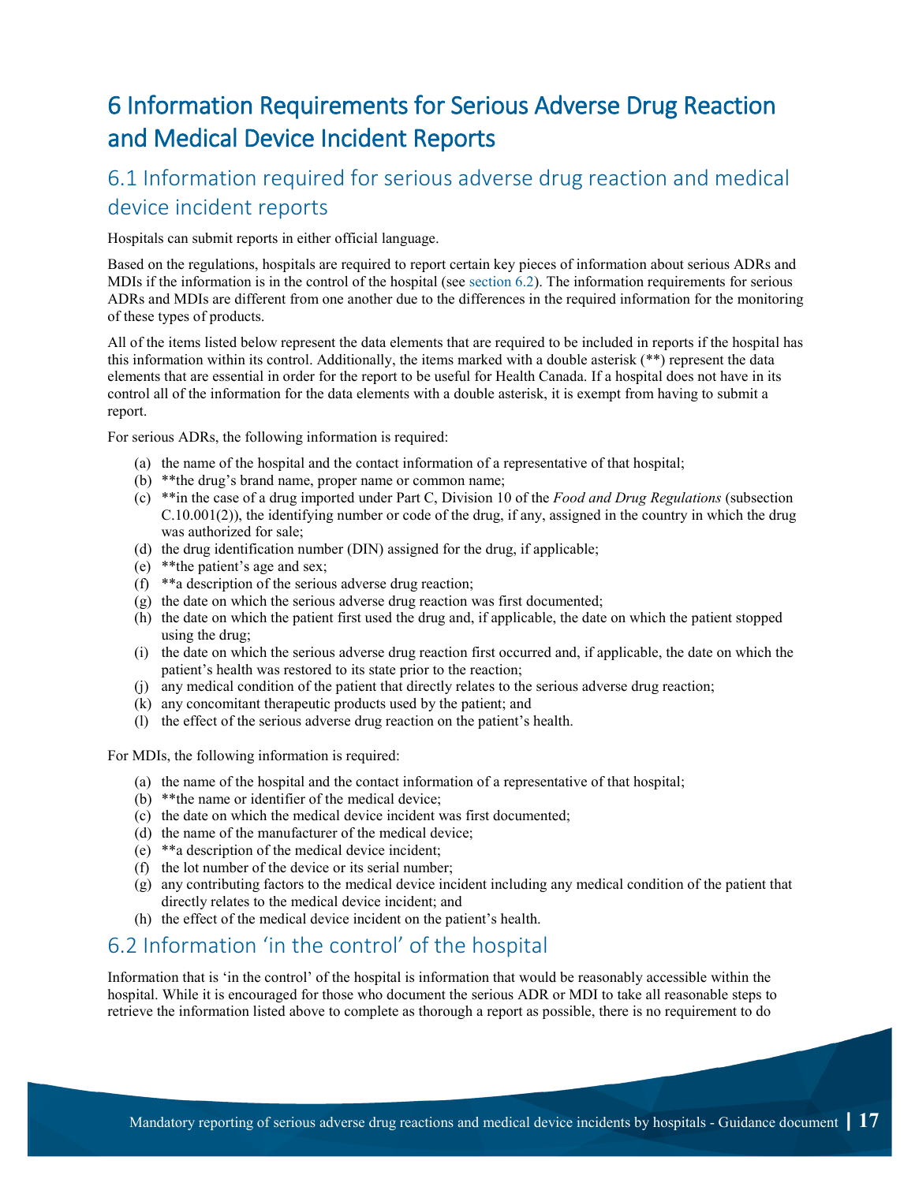# 6 Information Requirements for Serious Adverse Drug Reaction and Medical Device Incident Reports

## 6.1 Information required for serious adverse drug reaction and medical device incident reports

Hospitals can submit reports in either official language.

Based on the regulations, hospitals are required to report certain key pieces of information about serious ADRs and MDIs if the information is in the control of the hospital (see section 6.2). The information requirements for serious ADRs and MDIs are different from one another due to the differences in the required information for the monitoring of these types of products.

All of the items listed below represent the data elements that are required to be included in reports if the hospital has this information within its control. Additionally, the items marked with a double asterisk (**) represent the data elements that are essential in order for the report to be useful for Health Canada. If a hospital does not have in its control all of the information for the data elements with a double asterisk, it is exempt from having to submit a report.

For serious ADRs, the following information is required:

(a) the name of the hospital and the contact information of a representative of that hospital;
(b) **the drug's brand name, proper name or common name;
(c) **in the case of a drug imported under Part C, Division 10 of the *Food and Drug Regulations* (subsection C.10.001(2)), the identifying number or code of the drug, if any, assigned in the country in which the drug was authorized for sale;
(d) the drug identification number (DIN) assigned for the drug, if applicable;
(e) **the patient's age and sex;
(f) **a description of the serious adverse drug reaction;
(g) the date on which the serious adverse drug reaction was first documented;
(h) the date on which the patient first used the drug and, if applicable, the date on which the patient stopped using the drug;
(i) the date on which the serious adverse drug reaction first occurred and, if applicable, the date on which the patient's health was restored to its state prior to the reaction;
(j) any medical condition of the patient that directly relates to the serious adverse drug reaction;
(k) any concomitant therapeutic products used by the patient; and
(l) the effect of the serious adverse drug reaction on the patient's health.

For MDIs, the following information is required:

(a) the name of the hospital and the contact information of a representative of that hospital;
(b) **the name or identifier of the medical device;
(c) the date on which the medical device incident was first documented;
(d) the name of the manufacturer of the medical device;
(e) **a description of the medical device incident;
(f) the lot number of the device or its serial number;
(g) any contributing factors to the medical device incident including any medical condition of the patient that directly relates to the medical device incident; and
(h) the effect of the medical device incident on the patient's health.

## 6.2 Information 'in the control' of the hospital

Information that is 'in the control' of the hospital is information that would be reasonably accessible within the hospital. While it is encouraged for those who document the serious ADR or MDI to take all reasonable steps to retrieve the information listed above to complete as thorough a report as possible, there is no requirement to do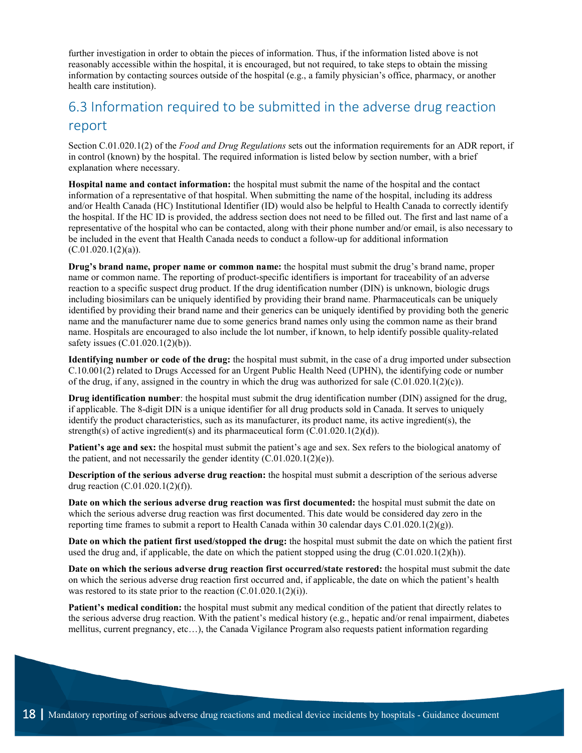further investigation in order to obtain the pieces of information. Thus, if the information listed above is not reasonably accessible within the hospital, it is encouraged, but not required, to take steps to obtain the missing information by contacting sources outside of the hospital (e.g., a family physician's office, pharmacy, or another health care institution).

## 6.3 Information required to be submitted in the adverse drug reaction report

Section C.01.020.1(2) of the *Food and Drug Regulations* sets out the information requirements for an ADR report, if in control (known) by the hospital. The required information is listed below by section number, with a brief explanation where necessary.

**Hospital name and contact information:** the hospital must submit the name of the hospital and the contact information of a representative of that hospital. When submitting the name of the hospital, including its address and/or Health Canada (HC) Institutional Identifier (ID) would also be helpful to Health Canada to correctly identify the hospital. If the HC ID is provided, the address section does not need to be filled out. The first and last name of a representative of the hospital who can be contacted, along with their phone number and/or email, is also necessary to be included in the event that Health Canada needs to conduct a follow-up for additional information (C.01.020.1(2)(a)).

**Drug's brand name, proper name or common name:** the hospital must submit the drug's brand name, proper name or common name. The reporting of product-specific identifiers is important for traceability of an adverse reaction to a specific suspect drug product. If the drug identification number (DIN) is unknown, biologic drugs including biosimilars can be uniquely identified by providing their brand name. Pharmaceuticals can be uniquely identified by providing their brand name and their generics can be uniquely identified by providing both the generic name and the manufacturer name due to some generics brand names only using the common name as their brand name. Hospitals are encouraged to also include the lot number, if known, to help identify possible quality-related safety issues (C.01.020.1(2)(b)).

**Identifying number or code of the drug:** the hospital must submit, in the case of a drug imported under subsection C.10.001(2) related to Drugs Accessed for an Urgent Public Health Need (UPHN), the identifying code or number of the drug, if any, assigned in the country in which the drug was authorized for sale (C.01.020.1(2)(c)).

**Drug identification number**: the hospital must submit the drug identification number (DIN) assigned for the drug, if applicable. The 8-digit DIN is a unique identifier for all drug products sold in Canada. It serves to uniquely identify the product characteristics, such as its manufacturer, its product name, its active ingredient(s), the strength(s) of active ingredient(s) and its pharmaceutical form (C.01.020.1(2)(d)).

**Patient's age and sex:** the hospital must submit the patient's age and sex. Sex refers to the biological anatomy of the patient, and not necessarily the gender identity (C.01.020.1(2)(e)).

**Description of the serious adverse drug reaction:** the hospital must submit a description of the serious adverse drug reaction (C.01.020.1(2)(f)).

**Date on which the serious adverse drug reaction was first documented:** the hospital must submit the date on which the serious adverse drug reaction was first documented. This date would be considered day zero in the reporting time frames to submit a report to Health Canada within 30 calendar days C.01.020.1(2)(g)).

**Date on which the patient first used/stopped the drug:** the hospital must submit the date on which the patient first used the drug and, if applicable, the date on which the patient stopped using the drug (C.01.020.1(2)(h)).

**Date on which the serious adverse drug reaction first occurred/state restored:** the hospital must submit the date on which the serious adverse drug reaction first occurred and, if applicable, the date on which the patient's health was restored to its state prior to the reaction (C.01.020.1(2)(i)).

**Patient's medical condition:** the hospital must submit any medical condition of the patient that directly relates to the serious adverse drug reaction. With the patient's medical history (e.g., hepatic and/or renal impairment, diabetes mellitus, current pregnancy, etc…), the Canada Vigilance Program also requests patient information regarding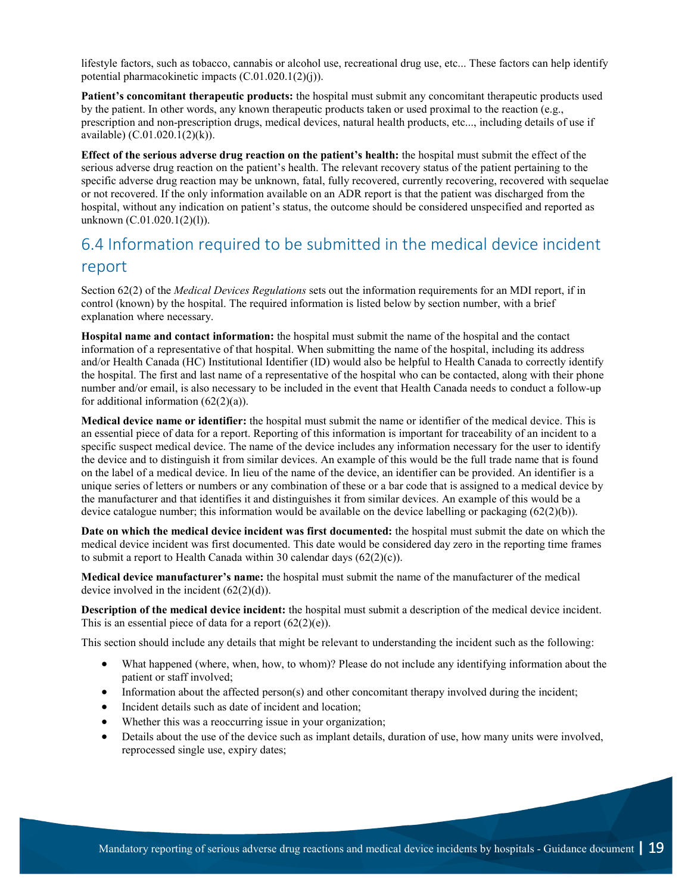lifestyle factors, such as tobacco, cannabis or alcohol use, recreational drug use, etc... These factors can help identify potential pharmacokinetic impacts (C.01.020.1(2)(j)).

**Patient's concomitant therapeutic products:** the hospital must submit any concomitant therapeutic products used by the patient. In other words, any known therapeutic products taken or used proximal to the reaction (e.g., prescription and non-prescription drugs, medical devices, natural health products, etc..., including details of use if available) (C.01.020.1(2)(k)).

**Effect of the serious adverse drug reaction on the patient's health:** the hospital must submit the effect of the serious adverse drug reaction on the patient's health. The relevant recovery status of the patient pertaining to the specific adverse drug reaction may be unknown, fatal, fully recovered, currently recovering, recovered with sequelae or not recovered. If the only information available on an ADR report is that the patient was discharged from the hospital, without any indication on patient's status, the outcome should be considered unspecified and reported as unknown (C.01.020.1(2)(l)).

## 6.4 Information required to be submitted in the medical device incident report

Section 62(2) of the *Medical Devices Regulations* sets out the information requirements for an MDI report, if in control (known) by the hospital. The required information is listed below by section number, with a brief explanation where necessary.

**Hospital name and contact information:** the hospital must submit the name of the hospital and the contact information of a representative of that hospital. When submitting the name of the hospital, including its address and/or Health Canada (HC) Institutional Identifier (ID) would also be helpful to Health Canada to correctly identify the hospital. The first and last name of a representative of the hospital who can be contacted, along with their phone number and/or email, is also necessary to be included in the event that Health Canada needs to conduct a follow-up for additional information (62(2)(a)).

**Medical device name or identifier:** the hospital must submit the name or identifier of the medical device. This is an essential piece of data for a report. Reporting of this information is important for traceability of an incident to a specific suspect medical device. The name of the device includes any information necessary for the user to identify the device and to distinguish it from similar devices. An example of this would be the full trade name that is found on the label of a medical device. In lieu of the name of the device, an identifier can be provided. An identifier is a unique series of letters or numbers or any combination of these or a bar code that is assigned to a medical device by the manufacturer and that identifies it and distinguishes it from similar devices. An example of this would be a device catalogue number; this information would be available on the device labelling or packaging (62(2)(b)).

**Date on which the medical device incident was first documented:** the hospital must submit the date on which the medical device incident was first documented. This date would be considered day zero in the reporting time frames to submit a report to Health Canada within 30 calendar days (62(2)(c)).

**Medical device manufacturer's name:** the hospital must submit the name of the manufacturer of the medical device involved in the incident (62(2)(d)).

**Description of the medical device incident:** the hospital must submit a description of the medical device incident. This is an essential piece of data for a report (62(2)(e)).

This section should include any details that might be relevant to understanding the incident such as the following:

- What happened (where, when, how, to whom)? Please do not include any identifying information about the patient or staff involved;
- Information about the affected person(s) and other concomitant therapy involved during the incident;
- Incident details such as date of incident and location;
- Whether this was a reoccurring issue in your organization;
- Details about the use of the device such as implant details, duration of use, how many units were involved, reprocessed single use, expiry dates;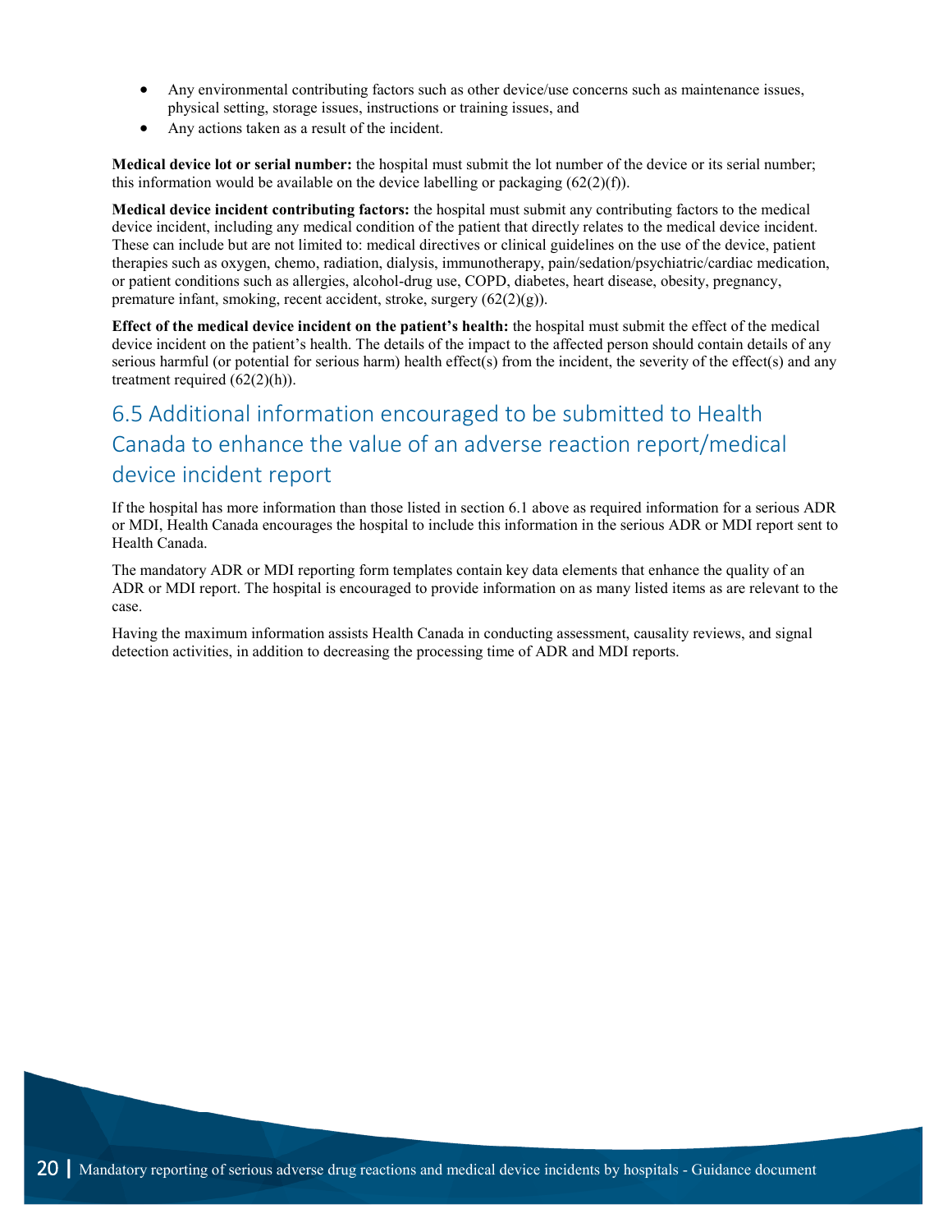- Any environmental contributing factors such as other device/use concerns such as maintenance issues, physical setting, storage issues, instructions or training issues, and
- Any actions taken as a result of the incident.

**Medical device lot or serial number:** the hospital must submit the lot number of the device or its serial number; this information would be available on the device labelling or packaging (62(2)(f)).

**Medical device incident contributing factors:** the hospital must submit any contributing factors to the medical device incident, including any medical condition of the patient that directly relates to the medical device incident. These can include but are not limited to: medical directives or clinical guidelines on the use of the device, patient therapies such as oxygen, chemo, radiation, dialysis, immunotherapy, pain/sedation/psychiatric/cardiac medication, or patient conditions such as allergies, alcohol-drug use, COPD, diabetes, heart disease, obesity, pregnancy, premature infant, smoking, recent accident, stroke, surgery (62(2)(g)).

**Effect of the medical device incident on the patient's health:** the hospital must submit the effect of the medical device incident on the patient's health. The details of the impact to the affected person should contain details of any serious harmful (or potential for serious harm) health effect(s) from the incident, the severity of the effect(s) and any treatment required (62(2)(h)).

## 6.5 Additional information encouraged to be submitted to Health Canada to enhance the value of an adverse reaction report/medical device incident report

If the hospital has more information than those listed in section 6.1 above as required information for a serious ADR or MDI, Health Canada encourages the hospital to include this information in the serious ADR or MDI report sent to Health Canada.

The mandatory ADR or MDI reporting form templates contain key data elements that enhance the quality of an ADR or MDI report. The hospital is encouraged to provide information on as many listed items as are relevant to the case.

Having the maximum information assists Health Canada in conducting assessment, causality reviews, and signal detection activities, in addition to decreasing the processing time of ADR and MDI reports.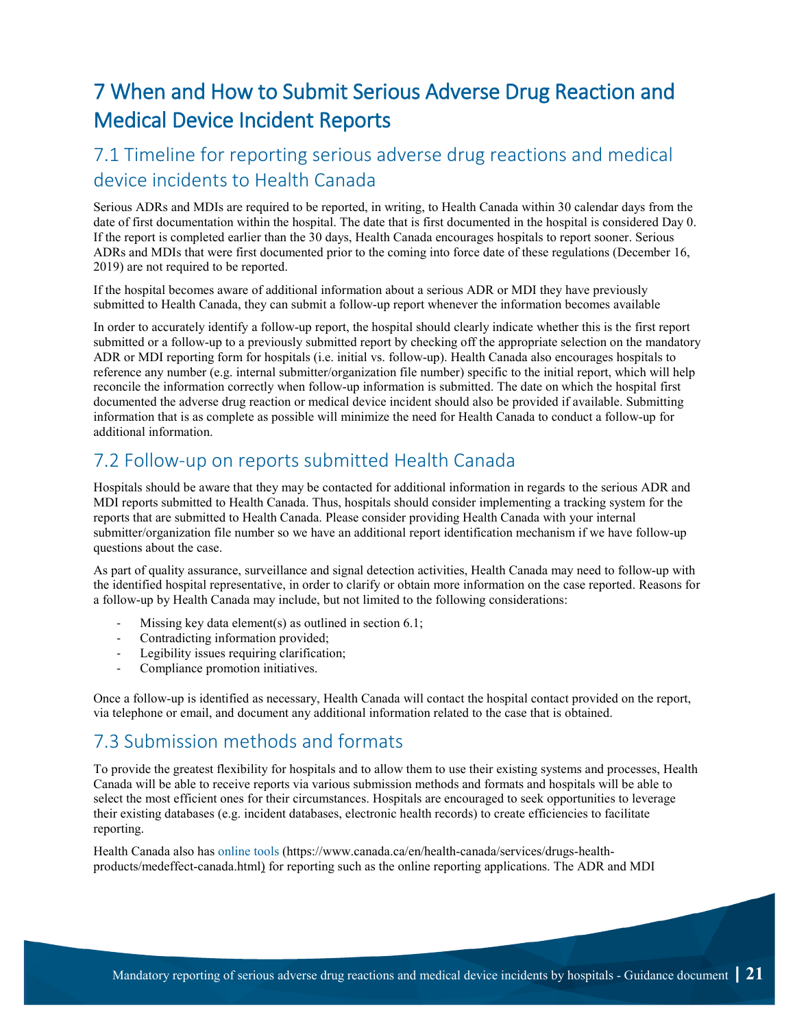# 7 When and How to Submit Serious Adverse Drug Reaction and Medical Device Incident Reports

## 7.1 Timeline for reporting serious adverse drug reactions and medical device incidents to Health Canada

Serious ADRs and MDIs are required to be reported, in writing, to Health Canada within 30 calendar days from the date of first documentation within the hospital. The date that is first documented in the hospital is considered Day 0. If the report is completed earlier than the 30 days, Health Canada encourages hospitals to report sooner. Serious ADRs and MDIs that were first documented prior to the coming into force date of these regulations (December 16, 2019) are not required to be reported.

If the hospital becomes aware of additional information about a serious ADR or MDI they have previously submitted to Health Canada, they can submit a follow-up report whenever the information becomes available

In order to accurately identify a follow-up report, the hospital should clearly indicate whether this is the first report submitted or a follow-up to a previously submitted report by checking off the appropriate selection on the mandatory ADR or MDI reporting form for hospitals (i.e. initial vs. follow-up). Health Canada also encourages hospitals to reference any number (e.g. internal submitter/organization file number) specific to the initial report, which will help reconcile the information correctly when follow-up information is submitted. The date on which the hospital first documented the adverse drug reaction or medical device incident should also be provided if available. Submitting information that is as complete as possible will minimize the need for Health Canada to conduct a follow-up for additional information.

## 7.2 Follow-up on reports submitted Health Canada

Hospitals should be aware that they may be contacted for additional information in regards to the serious ADR and MDI reports submitted to Health Canada. Thus, hospitals should consider implementing a tracking system for the reports that are submitted to Health Canada. Please consider providing Health Canada with your internal submitter/organization file number so we have an additional report identification mechanism if we have follow-up questions about the case.

As part of quality assurance, surveillance and signal detection activities, Health Canada may need to follow-up with the identified hospital representative, in order to clarify or obtain more information on the case reported. Reasons for a follow-up by Health Canada may include, but not limited to the following considerations:

- Missing key data element(s) as outlined in section 6.1;
- Contradicting information provided;
- Legibility issues requiring clarification;
- Compliance promotion initiatives.

Once a follow-up is identified as necessary, Health Canada will contact the hospital contact provided on the report, via telephone or email, and document any additional information related to the case that is obtained.

## 7.3 Submission methods and formats

To provide the greatest flexibility for hospitals and to allow them to use their existing systems and processes, Health Canada will be able to receive reports via various submission methods and formats and hospitals will be able to select the most efficient ones for their circumstances. Hospitals are encouraged to seek opportunities to leverage their existing databases (e.g. incident databases, electronic health records) to create efficiencies to facilitate reporting.

Health Canada also has online tools (https://www.canada.ca/en/health-canada/services/drugs-health-products/medeffect-canada.html) for reporting such as the online reporting applications. The ADR and MDI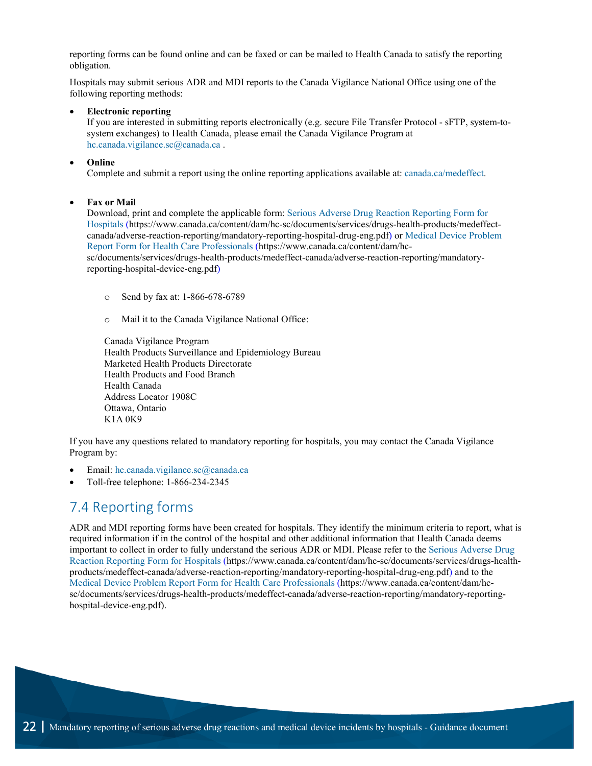reporting forms can be found online and can be faxed or can be mailed to Health Canada to satisfy the reporting obligation.

Hospitals may submit serious ADR and MDI reports to the Canada Vigilance National Office using one of the following reporting methods:

- **Electronic reporting**
  If you are interested in submitting reports electronically (e.g. secure File Transfer Protocol - sFTP, system-to-system exchanges) to Health Canada, please email the Canada Vigilance Program at hc.canada.vigilance.sc@canada.ca .

- **Online**
  Complete and submit a report using the online reporting applications available at: canada.ca/medeffect.

- **Fax or Mail**
  Download, print and complete the applicable form: Serious Adverse Drug Reaction Reporting Form for Hospitals (https://www.canada.ca/content/dam/hc-sc/documents/services/drugs-health-products/medeffect-canada/adverse-reaction-reporting/mandatory-reporting-hospital-drug-eng.pdf) or Medical Device Problem Report Form for Health Care Professionals (https://www.canada.ca/content/dam/hc-sc/documents/services/drugs-health-products/medeffect-canada/adverse-reaction-reporting/mandatory-reporting-hospital-device-eng.pdf)

  - Send by fax at: 1-866-678-6789
  - Mail it to the Canada Vigilance National Office:

  Canada Vigilance Program
  Health Products Surveillance and Epidemiology Bureau
  Marketed Health Products Directorate
  Health Products and Food Branch
  Health Canada
  Address Locator 1908C
  Ottawa, Ontario
  K1A 0K9

If you have any questions related to mandatory reporting for hospitals, you may contact the Canada Vigilance Program by:

- Email: hc.canada.vigilance.sc@canada.ca
- Toll-free telephone: 1-866-234-2345

## 7.4 Reporting forms

ADR and MDI reporting forms have been created for hospitals. They identify the minimum criteria to report, what is required information if in the control of the hospital and other additional information that Health Canada deems important to collect in order to fully understand the serious ADR or MDI. Please refer to the Serious Adverse Drug Reaction Reporting Form for Hospitals (https://www.canada.ca/content/dam/hc-sc/documents/services/drugs-health-products/medeffect-canada/adverse-reaction-reporting/mandatory-reporting-hospital-drug-eng.pdf) and to the Medical Device Problem Report Form for Health Care Professionals (https://www.canada.ca/content/dam/hc-sc/documents/services/drugs-health-products/medeffect-canada/adverse-reaction-reporting/mandatory-reporting-hospital-device-eng.pdf).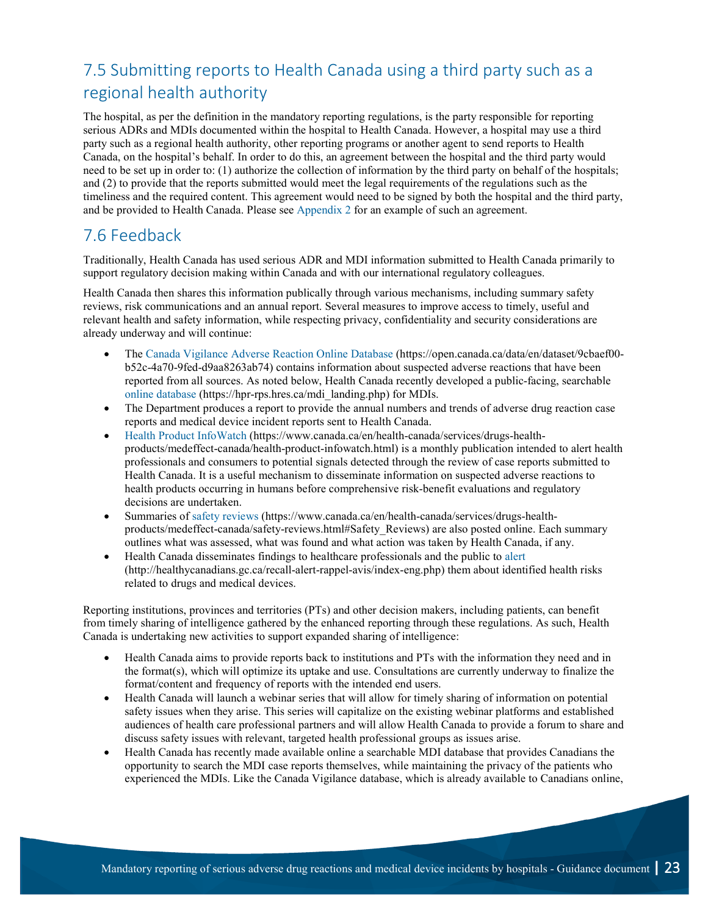## 7.5 Submitting reports to Health Canada using a third party such as a regional health authority

The hospital, as per the definition in the mandatory reporting regulations, is the party responsible for reporting serious ADRs and MDIs documented within the hospital to Health Canada. However, a hospital may use a third party such as a regional health authority, other reporting programs or another agent to send reports to Health Canada, on the hospital's behalf. In order to do this, an agreement between the hospital and the third party would need to be set up in order to: (1) authorize the collection of information by the third party on behalf of the hospitals; and (2) to provide that the reports submitted would meet the legal requirements of the regulations such as the timeliness and the required content. This agreement would need to be signed by both the hospital and the third party, and be provided to Health Canada. Please see Appendix 2 for an example of such an agreement.

## 7.6 Feedback

Traditionally, Health Canada has used serious ADR and MDI information submitted to Health Canada primarily to support regulatory decision making within Canada and with our international regulatory colleagues.

Health Canada then shares this information publically through various mechanisms, including summary safety reviews, risk communications and an annual report. Several measures to improve access to timely, useful and relevant health and safety information, while respecting privacy, confidentiality and security considerations are already underway and will continue:

- The Canada Vigilance Adverse Reaction Online Database (https://open.canada.ca/data/en/dataset/9cbaef00-b52c-4a70-9fed-d9aa8263ab74) contains information about suspected adverse reactions that have been reported from all sources. As noted below, Health Canada recently developed a public-facing, searchable online database (https://hpr-rps.hres.ca/mdi_landing.php) for MDIs.
- The Department produces a report to provide the annual numbers and trends of adverse drug reaction case reports and medical device incident reports sent to Health Canada.
- Health Product InfoWatch (https://www.canada.ca/en/health-canada/services/drugs-health-products/medeffect-canada/health-product-infowatch.html) is a monthly publication intended to alert health professionals and consumers to potential signals detected through the review of case reports submitted to Health Canada. It is a useful mechanism to disseminate information on suspected adverse reactions to health products occurring in humans before comprehensive risk-benefit evaluations and regulatory decisions are undertaken.
- Summaries of safety reviews (https://www.canada.ca/en/health-canada/services/drugs-health-products/medeffect-canada/safety-reviews.html#Safety_Reviews) are also posted online. Each summary outlines what was assessed, what was found and what action was taken by Health Canada, if any.
- Health Canada disseminates findings to healthcare professionals and the public to alert (http://healthycanadians.gc.ca/recall-alert-rappel-avis/index-eng.php) them about identified health risks related to drugs and medical devices.

Reporting institutions, provinces and territories (PTs) and other decision makers, including patients, can benefit from timely sharing of intelligence gathered by the enhanced reporting through these regulations. As such, Health Canada is undertaking new activities to support expanded sharing of intelligence:

- Health Canada aims to provide reports back to institutions and PTs with the information they need and in the format(s), which will optimize its uptake and use. Consultations are currently underway to finalize the format/content and frequency of reports with the intended end users.
- Health Canada will launch a webinar series that will allow for timely sharing of information on potential safety issues when they arise. This series will capitalize on the existing webinar platforms and established audiences of health care professional partners and will allow Health Canada to provide a forum to share and discuss safety issues with relevant, targeted health professional groups as issues arise.
- Health Canada has recently made available online a searchable MDI database that provides Canadians the opportunity to search the MDI case reports themselves, while maintaining the privacy of the patients who experienced the MDIs. Like the Canada Vigilance database, which is already available to Canadians online,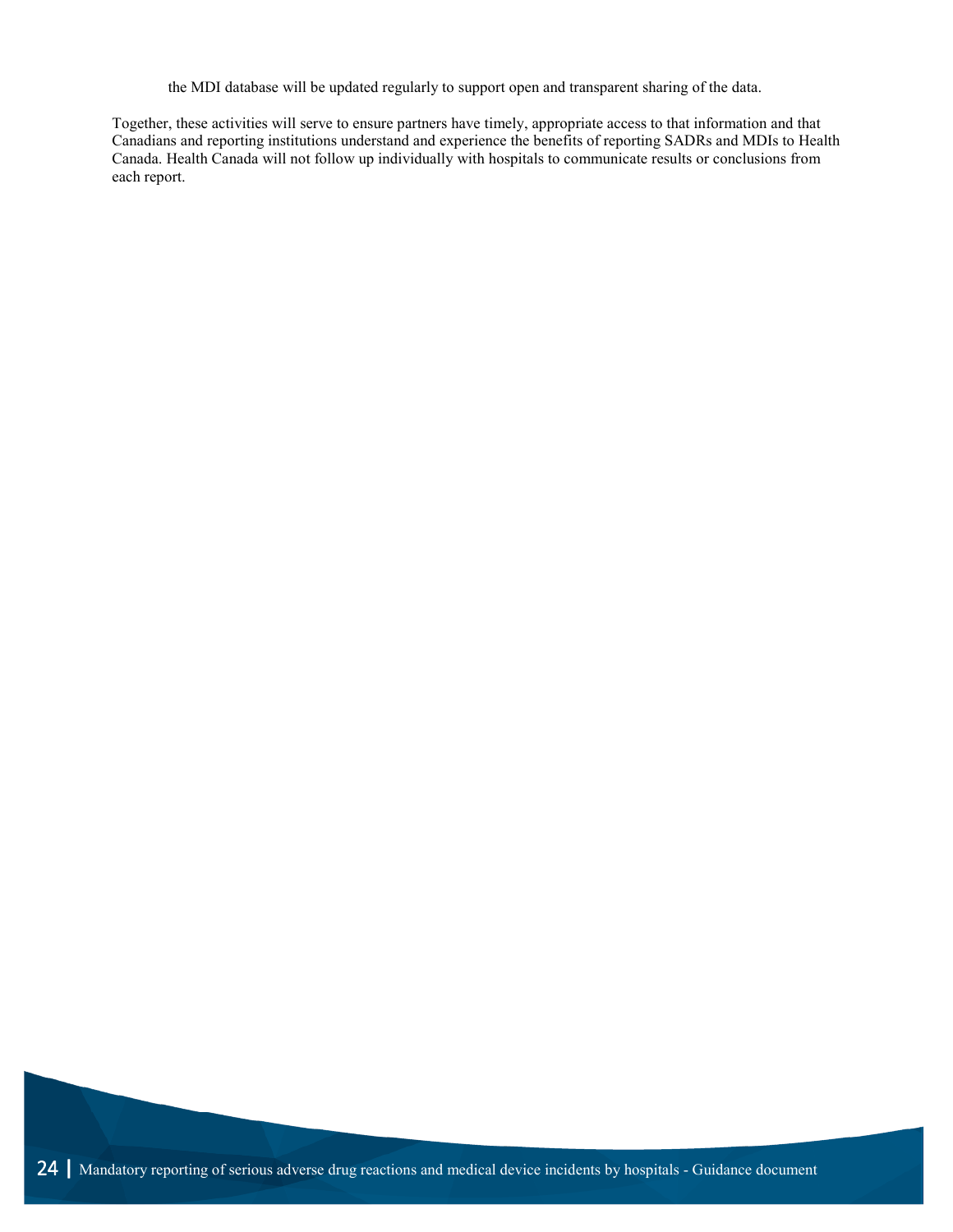the MDI database will be updated regularly to support open and transparent sharing of the data.

Together, these activities will serve to ensure partners have timely, appropriate access to that information and that Canadians and reporting institutions understand and experience the benefits of reporting SADRs and MDIs to Health Canada. Health Canada will not follow up individually with hospitals to communicate results or conclusions from each report.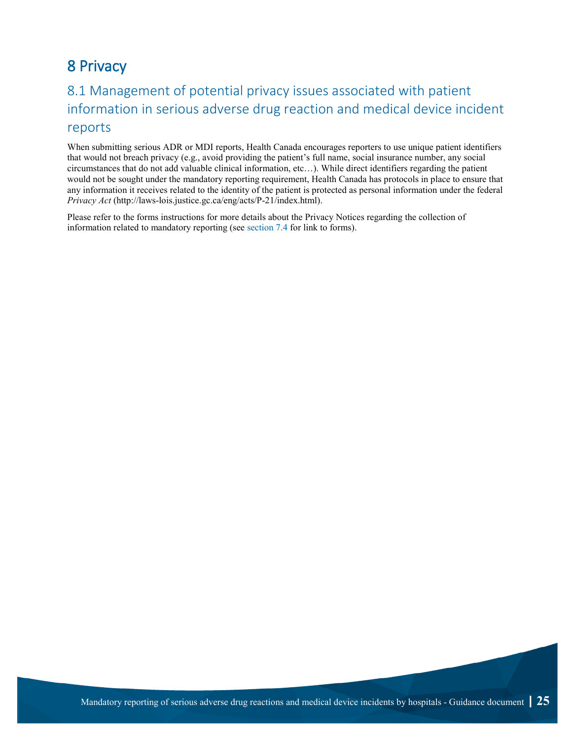# 8 Privacy

## 8.1 Management of potential privacy issues associated with patient information in serious adverse drug reaction and medical device incident reports

When submitting serious ADR or MDI reports, Health Canada encourages reporters to use unique patient identifiers that would not breach privacy (e.g., avoid providing the patient's full name, social insurance number, any social circumstances that do not add valuable clinical information, etc…). While direct identifiers regarding the patient would not be sought under the mandatory reporting requirement, Health Canada has protocols in place to ensure that any information it receives related to the identity of the patient is protected as personal information under the federal *Privacy Act* (http://laws-lois.justice.gc.ca/eng/acts/P-21/index.html).

Please refer to the forms instructions for more details about the Privacy Notices regarding the collection of information related to mandatory reporting (see section 7.4 for link to forms).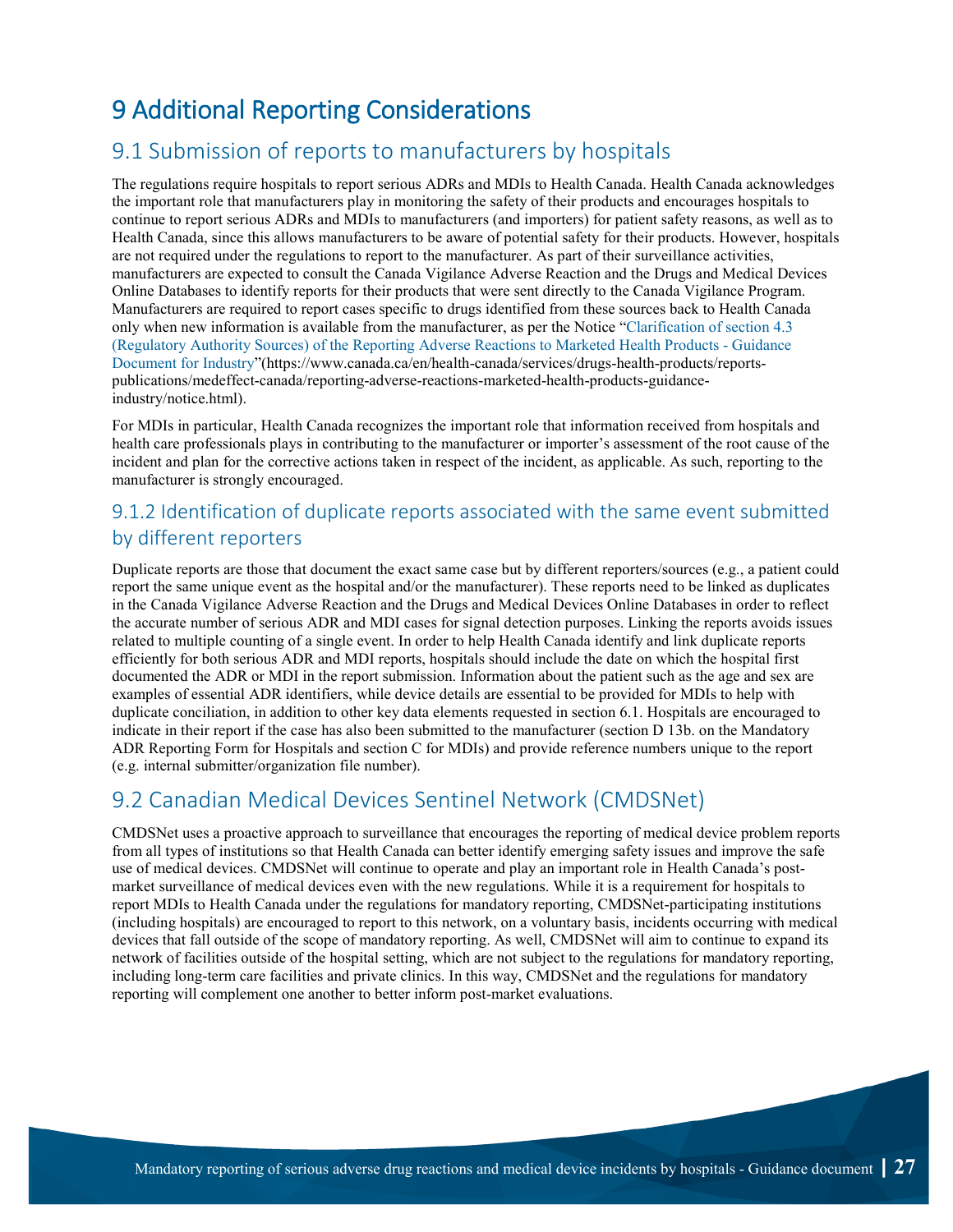# 9 Additional Reporting Considerations

## 9.1 Submission of reports to manufacturers by hospitals

The regulations require hospitals to report serious ADRs and MDIs to Health Canada. Health Canada acknowledges the important role that manufacturers play in monitoring the safety of their products and encourages hospitals to continue to report serious ADRs and MDIs to manufacturers (and importers) for patient safety reasons, as well as to Health Canada, since this allows manufacturers to be aware of potential safety for their products. However, hospitals are not required under the regulations to report to the manufacturer. As part of their surveillance activities, manufacturers are expected to consult the Canada Vigilance Adverse Reaction and the Drugs and Medical Devices Online Databases to identify reports for their products that were sent directly to the Canada Vigilance Program. Manufacturers are required to report cases specific to drugs identified from these sources back to Health Canada only when new information is available from the manufacturer, as per the Notice "Clarification of section 4.3 (Regulatory Authority Sources) of the Reporting Adverse Reactions to Marketed Health Products - Guidance Document for Industry"(https://www.canada.ca/en/health-canada/services/drugs-health-products/reports-publications/medeffect-canada/reporting-adverse-reactions-marketed-health-products-guidance-industry/notice.html).

For MDIs in particular, Health Canada recognizes the important role that information received from hospitals and health care professionals plays in contributing to the manufacturer or importer's assessment of the root cause of the incident and plan for the corrective actions taken in respect of the incident, as applicable. As such, reporting to the manufacturer is strongly encouraged.

### 9.1.2 Identification of duplicate reports associated with the same event submitted by different reporters

Duplicate reports are those that document the exact same case but by different reporters/sources (e.g., a patient could report the same unique event as the hospital and/or the manufacturer). These reports need to be linked as duplicates in the Canada Vigilance Adverse Reaction and the Drugs and Medical Devices Online Databases in order to reflect the accurate number of serious ADR and MDI cases for signal detection purposes. Linking the reports avoids issues related to multiple counting of a single event. In order to help Health Canada identify and link duplicate reports efficiently for both serious ADR and MDI reports, hospitals should include the date on which the hospital first documented the ADR or MDI in the report submission. Information about the patient such as the age and sex are examples of essential ADR identifiers, while device details are essential to be provided for MDIs to help with duplicate conciliation, in addition to other key data elements requested in section 6.1. Hospitals are encouraged to indicate in their report if the case has also been submitted to the manufacturer (section D 13b. on the Mandatory ADR Reporting Form for Hospitals and section C for MDIs) and provide reference numbers unique to the report (e.g. internal submitter/organization file number).

## 9.2 Canadian Medical Devices Sentinel Network (CMDSNet)

CMDSNet uses a proactive approach to surveillance that encourages the reporting of medical device problem reports from all types of institutions so that Health Canada can better identify emerging safety issues and improve the safe use of medical devices. CMDSNet will continue to operate and play an important role in Health Canada's post-market surveillance of medical devices even with the new regulations. While it is a requirement for hospitals to report MDIs to Health Canada under the regulations for mandatory reporting, CMDSNet-participating institutions (including hospitals) are encouraged to report to this network, on a voluntary basis, incidents occurring with medical devices that fall outside of the scope of mandatory reporting. As well, CMDSNet will aim to continue to expand its network of facilities outside of the hospital setting, which are not subject to the regulations for mandatory reporting, including long-term care facilities and private clinics. In this way, CMDSNet and the regulations for mandatory reporting will complement one another to better inform post-market evaluations.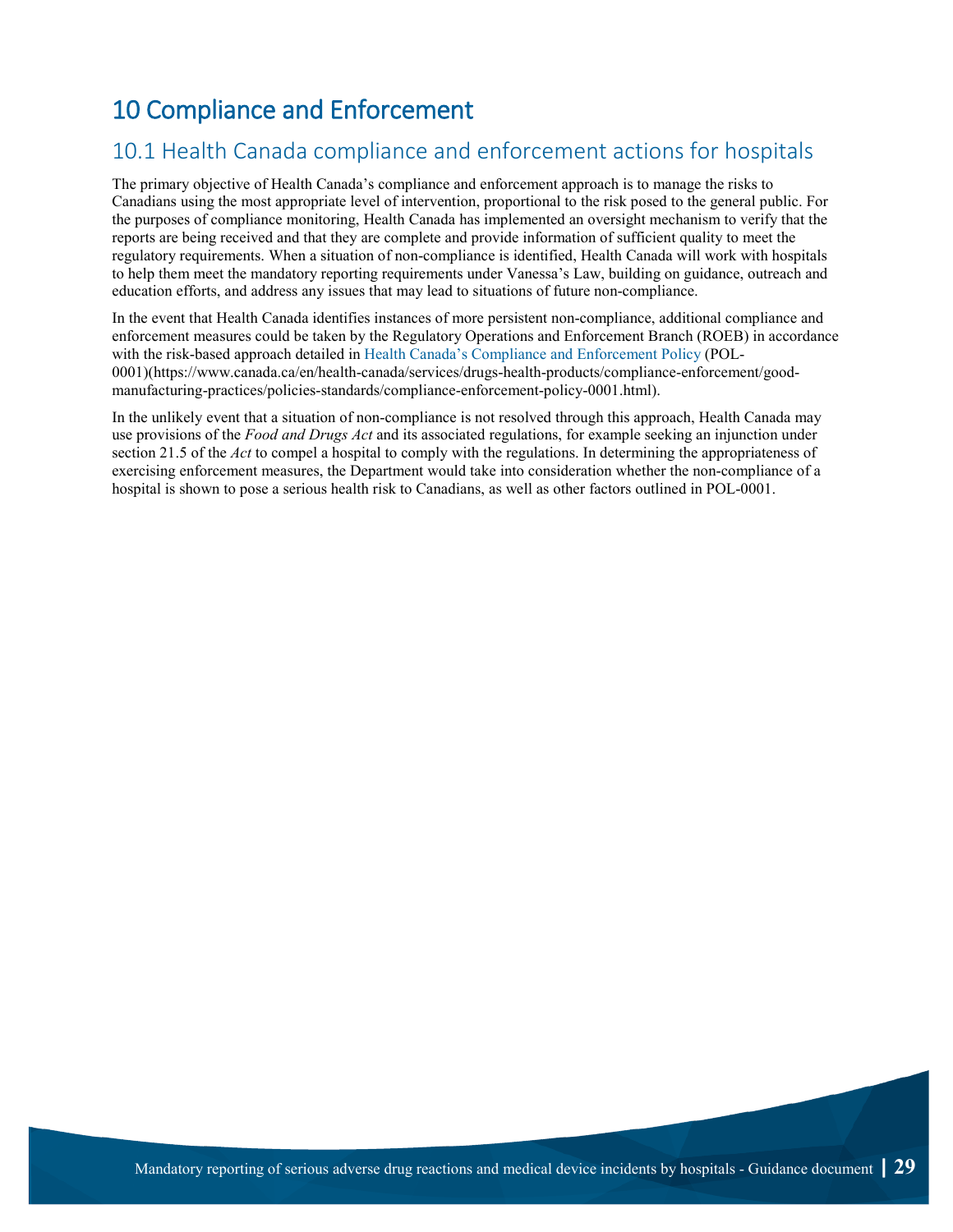# 10 Compliance and Enforcement

## 10.1 Health Canada compliance and enforcement actions for hospitals

The primary objective of Health Canada's compliance and enforcement approach is to manage the risks to Canadians using the most appropriate level of intervention, proportional to the risk posed to the general public. For the purposes of compliance monitoring, Health Canada has implemented an oversight mechanism to verify that the reports are being received and that they are complete and provide information of sufficient quality to meet the regulatory requirements. When a situation of non-compliance is identified, Health Canada will work with hospitals to help them meet the mandatory reporting requirements under Vanessa's Law, building on guidance, outreach and education efforts, and address any issues that may lead to situations of future non-compliance.

In the event that Health Canada identifies instances of more persistent non-compliance, additional compliance and enforcement measures could be taken by the Regulatory Operations and Enforcement Branch (ROEB) in accordance with the risk-based approach detailed in Health Canada's Compliance and Enforcement Policy (POL-0001)(https://www.canada.ca/en/health-canada/services/drugs-health-products/compliance-enforcement/good-manufacturing-practices/policies-standards/compliance-enforcement-policy-0001.html).

In the unlikely event that a situation of non-compliance is not resolved through this approach, Health Canada may use provisions of the *Food and Drugs Act* and its associated regulations, for example seeking an injunction under section 21.5 of the *Act* to compel a hospital to comply with the regulations. In determining the appropriateness of exercising enforcement measures, the Department would take into consideration whether the non-compliance of a hospital is shown to pose a serious health risk to Canadians, as well as other factors outlined in POL-0001.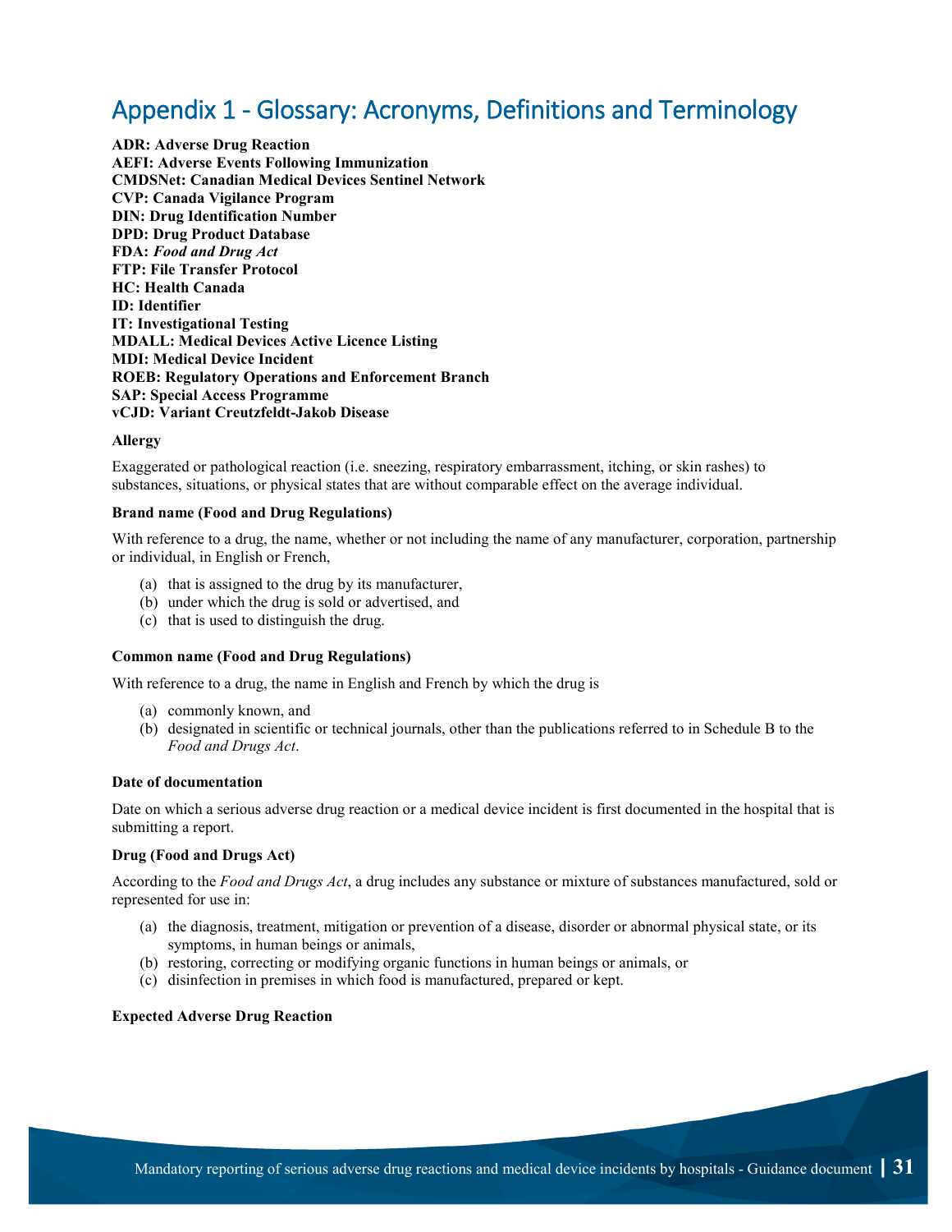# Appendix 1 - Glossary: Acronyms, Definitions and Terminology

**ADR: Adverse Drug Reaction**
**AEFI: Adverse Events Following Immunization**
**CMDSNet: Canadian Medical Devices Sentinel Network**
**CVP: Canada Vigilance Program**
**DIN: Drug Identification Number**
**DPD: Drug Product Database**
**FDA: *Food and Drug Act***
**FTP: File Transfer Protocol**
**HC: Health Canada**
**ID: Identifier**
**IT: Investigational Testing**
**MDALL: Medical Devices Active Licence Listing**
**MDI: Medical Device Incident**
**ROEB: Regulatory Operations and Enforcement Branch**
**SAP: Special Access Programme**
**vCJD: Variant Creutzfeldt-Jakob Disease**

**Allergy**

Exaggerated or pathological reaction (i.e. sneezing, respiratory embarrassment, itching, or skin rashes) to substances, situations, or physical states that are without comparable effect on the average individual.

**Brand name (Food and Drug Regulations)**

With reference to a drug, the name, whether or not including the name of any manufacturer, corporation, partnership or individual, in English or French,

(a) that is assigned to the drug by its manufacturer,
(b) under which the drug is sold or advertised, and
(c) that is used to distinguish the drug.

**Common name (Food and Drug Regulations)**

With reference to a drug, the name in English and French by which the drug is

(a) commonly known, and
(b) designated in scientific or technical journals, other than the publications referred to in Schedule B to the *Food and Drugs Act*.

**Date of documentation**

Date on which a serious adverse drug reaction or a medical device incident is first documented in the hospital that is submitting a report.

**Drug (Food and Drugs Act)**

According to the *Food and Drugs Act*, a drug includes any substance or mixture of substances manufactured, sold or represented for use in:

(a) the diagnosis, treatment, mitigation or prevention of a disease, disorder or abnormal physical state, or its symptoms, in human beings or animals,
(b) restoring, correcting or modifying organic functions in human beings or animals, or
(c) disinfection in premises in which food is manufactured, prepared or kept.

**Expected Adverse Drug Reaction**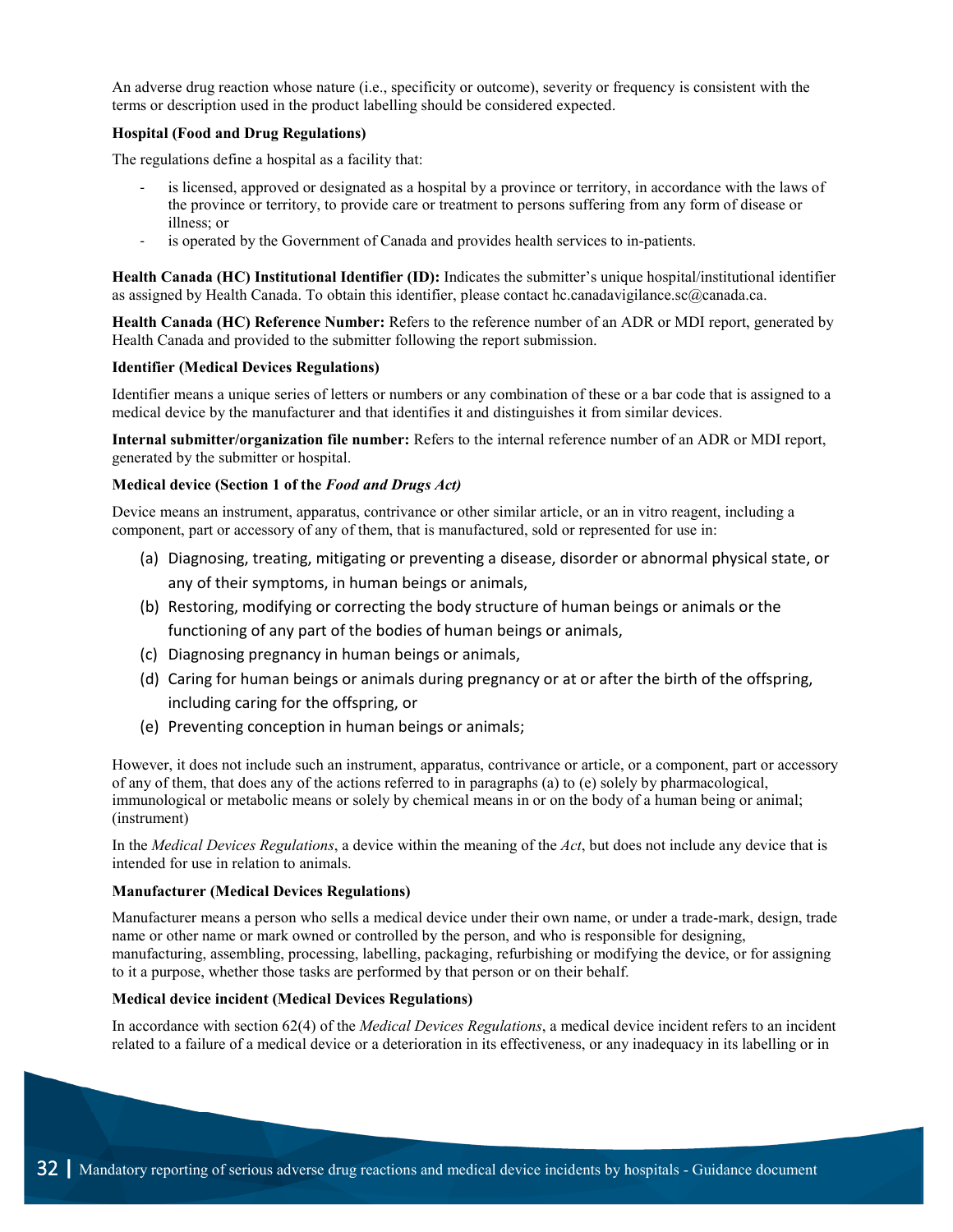An adverse drug reaction whose nature (i.e., specificity or outcome), severity or frequency is consistent with the terms or description used in the product labelling should be considered expected.

**Hospital (Food and Drug Regulations)**

The regulations define a hospital as a facility that:

- is licensed, approved or designated as a hospital by a province or territory, in accordance with the laws of the province or territory, to provide care or treatment to persons suffering from any form of disease or illness; or
- is operated by the Government of Canada and provides health services to in-patients.

**Health Canada (HC) Institutional Identifier (ID):** Indicates the submitter's unique hospital/institutional identifier as assigned by Health Canada. To obtain this identifier, please contact hc.canadavigilance.sc@canada.ca.

**Health Canada (HC) Reference Number:** Refers to the reference number of an ADR or MDI report, generated by Health Canada and provided to the submitter following the report submission.

**Identifier (Medical Devices Regulations)**

Identifier means a unique series of letters or numbers or any combination of these or a bar code that is assigned to a medical device by the manufacturer and that identifies it and distinguishes it from similar devices.

**Internal submitter/organization file number:** Refers to the internal reference number of an ADR or MDI report, generated by the submitter or hospital.

**Medical device (Section 1 of the *Food and Drugs Act*)**

Device means an instrument, apparatus, contrivance or other similar article, or an in vitro reagent, including a component, part or accessory of any of them, that is manufactured, sold or represented for use in:

(a) Diagnosing, treating, mitigating or preventing a disease, disorder or abnormal physical state, or any of their symptoms, in human beings or animals,
(b) Restoring, modifying or correcting the body structure of human beings or animals or the functioning of any part of the bodies of human beings or animals,
(c) Diagnosing pregnancy in human beings or animals,
(d) Caring for human beings or animals during pregnancy or at or after the birth of the offspring, including caring for the offspring, or
(e) Preventing conception in human beings or animals;

However, it does not include such an instrument, apparatus, contrivance or article, or a component, part or accessory of any of them, that does any of the actions referred to in paragraphs (a) to (e) solely by pharmacological, immunological or metabolic means or solely by chemical means in or on the body of a human being or animal; (instrument)

In the *Medical Devices Regulations*, a device within the meaning of the *Act*, but does not include any device that is intended for use in relation to animals.

**Manufacturer (Medical Devices Regulations)**

Manufacturer means a person who sells a medical device under their own name, or under a trade-mark, design, trade name or other name or mark owned or controlled by the person, and who is responsible for designing, manufacturing, assembling, processing, labelling, packaging, refurbishing or modifying the device, or for assigning to it a purpose, whether those tasks are performed by that person or on their behalf.

**Medical device incident (Medical Devices Regulations)**

In accordance with section 62(4) of the *Medical Devices Regulations*, a medical device incident refers to an incident related to a failure of a medical device or a deterioration in its effectiveness, or any inadequacy in its labelling or in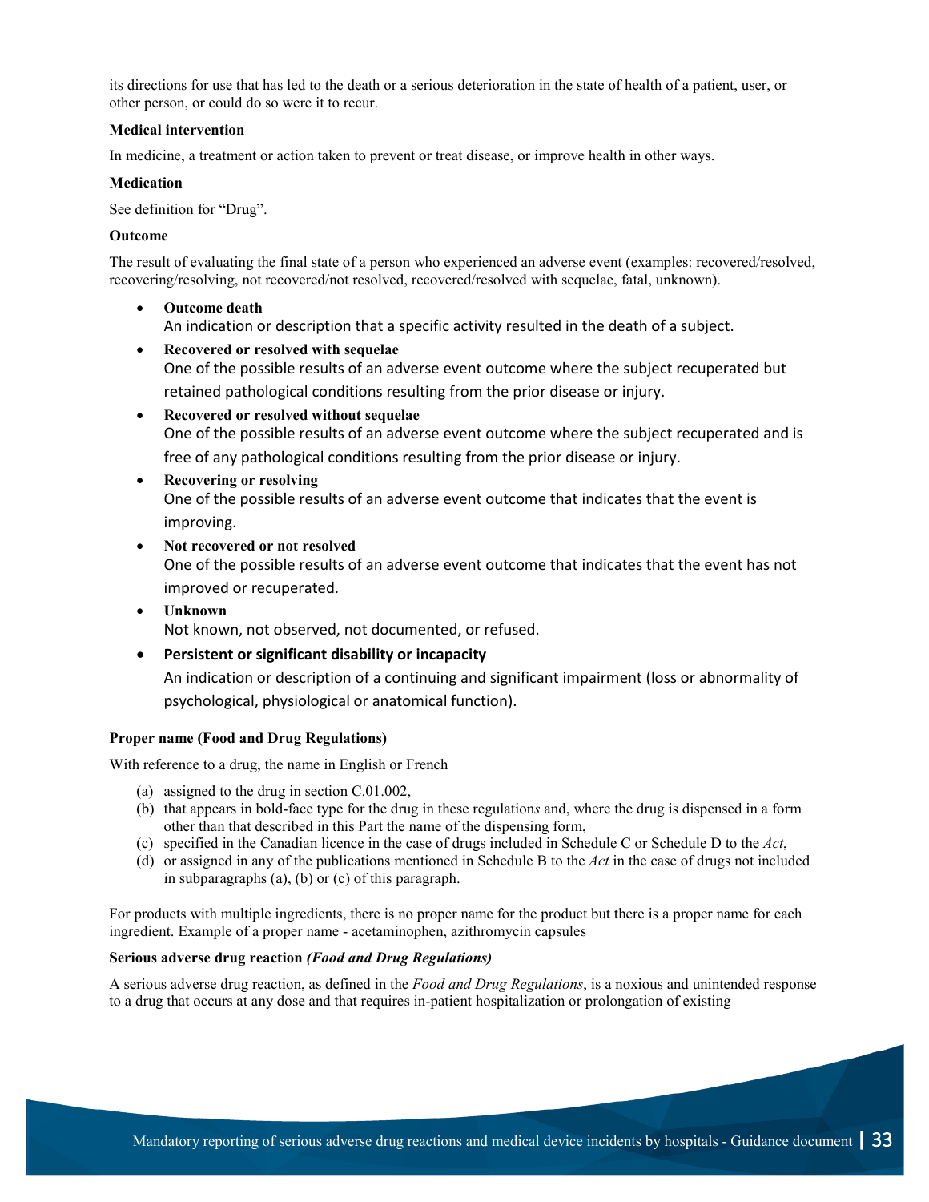its directions for use that has led to the death or a serious deterioration in the state of health of a patient, user, or other person, or could do so were it to recur.

**Medical intervention**

In medicine, a treatment or action taken to prevent or treat disease, or improve health in other ways.

**Medication**

See definition for "Drug".

**Outcome**

The result of evaluating the final state of a person who experienced an adverse event (examples: recovered/resolved, recovering/resolving, not recovered/not resolved, recovered/resolved with sequelae, fatal, unknown).

- **Outcome death**
  An indication or description that a specific activity resulted in the death of a subject.
- **Recovered or resolved with sequelae**
  One of the possible results of an adverse event outcome where the subject recuperated but retained pathological conditions resulting from the prior disease or injury.
- **Recovered or resolved without sequelae**
  One of the possible results of an adverse event outcome where the subject recuperated and is free of any pathological conditions resulting from the prior disease or injury.
- **Recovering or resolving**
  One of the possible results of an adverse event outcome that indicates that the event is improving.
- **Not recovered or not resolved**
  One of the possible results of an adverse event outcome that indicates that the event has not improved or recuperated.
- **Unknown**
  Not known, not observed, not documented, or refused.
- **Persistent or significant disability or incapacity**
  An indication or description of a continuing and significant impairment (loss or abnormality of psychological, physiological or anatomical function).

**Proper name (Food and Drug Regulations)**

With reference to a drug, the name in English or French

(a) assigned to the drug in section C.01.002,
(b) that appears in bold-face type for the drug in these regulation*s* and, where the drug is dispensed in a form other than that described in this Part the name of the dispensing form,
(c) specified in the Canadian licence in the case of drugs included in Schedule C or Schedule D to the *Act*,
(d) or assigned in any of the publications mentioned in Schedule B to the *Act* in the case of drugs not included in subparagraphs (a), (b) or (c) of this paragraph.

For products with multiple ingredients, there is no proper name for the product but there is a proper name for each ingredient. Example of a proper name - acetaminophen, azithromycin capsules

**Serious adverse drug reaction *(Food and Drug Regulations)***

A serious adverse drug reaction, as defined in the *Food and Drug Regulations*, is a noxious and unintended response to a drug that occurs at any dose and that requires in-patient hospitalization or prolongation of existing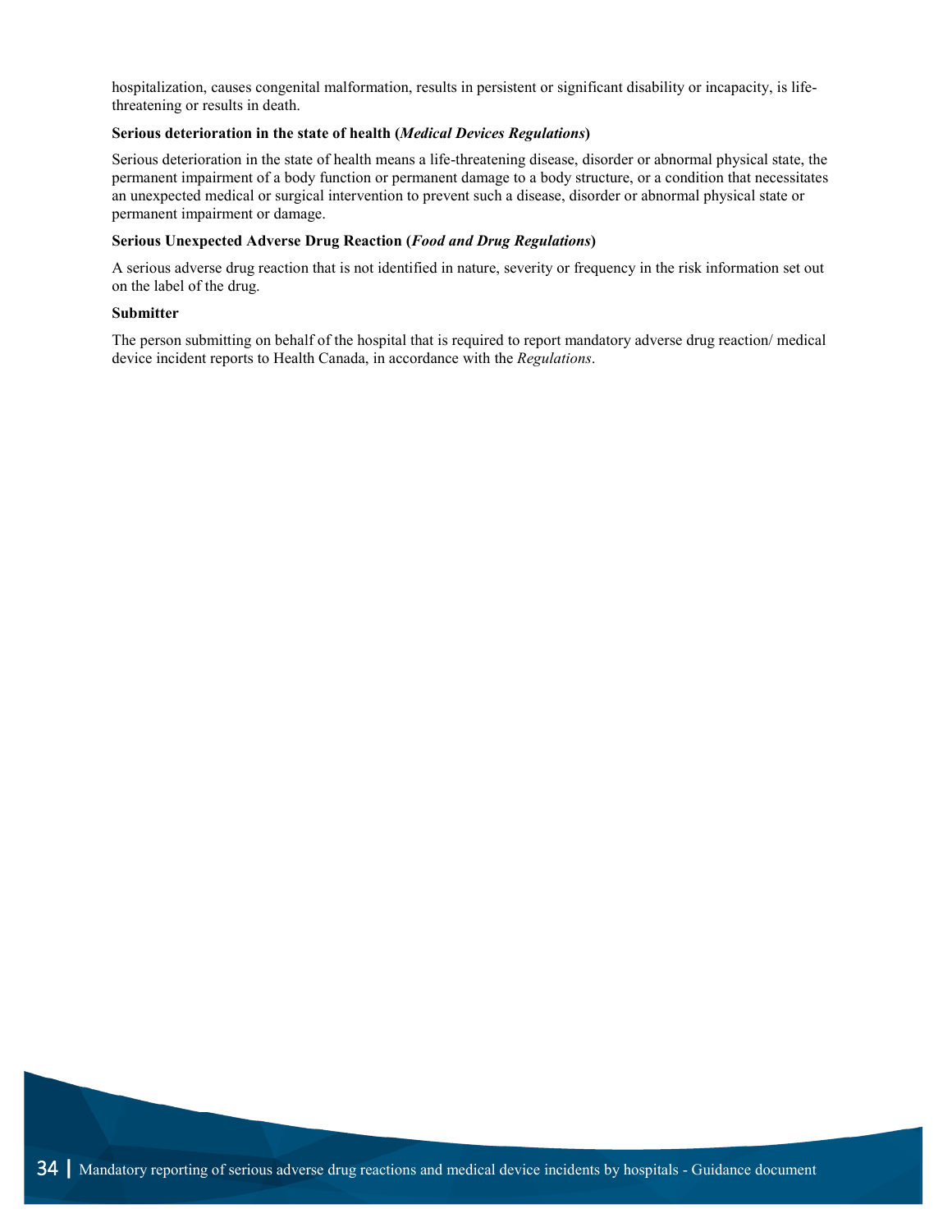hospitalization, causes congenital malformation, results in persistent or significant disability or incapacity, is life-threatening or results in death.

**Serious deterioration in the state of health (*Medical Devices Regulations*)**

Serious deterioration in the state of health means a life-threatening disease, disorder or abnormal physical state, the permanent impairment of a body function or permanent damage to a body structure, or a condition that necessitates an unexpected medical or surgical intervention to prevent such a disease, disorder or abnormal physical state or permanent impairment or damage.

**Serious Unexpected Adverse Drug Reaction (*Food and Drug Regulations*)**

A serious adverse drug reaction that is not identified in nature, severity or frequency in the risk information set out on the label of the drug.

**Submitter**

The person submitting on behalf of the hospital that is required to report mandatory adverse drug reaction/ medical device incident reports to Health Canada, in accordance with the *Regulations*.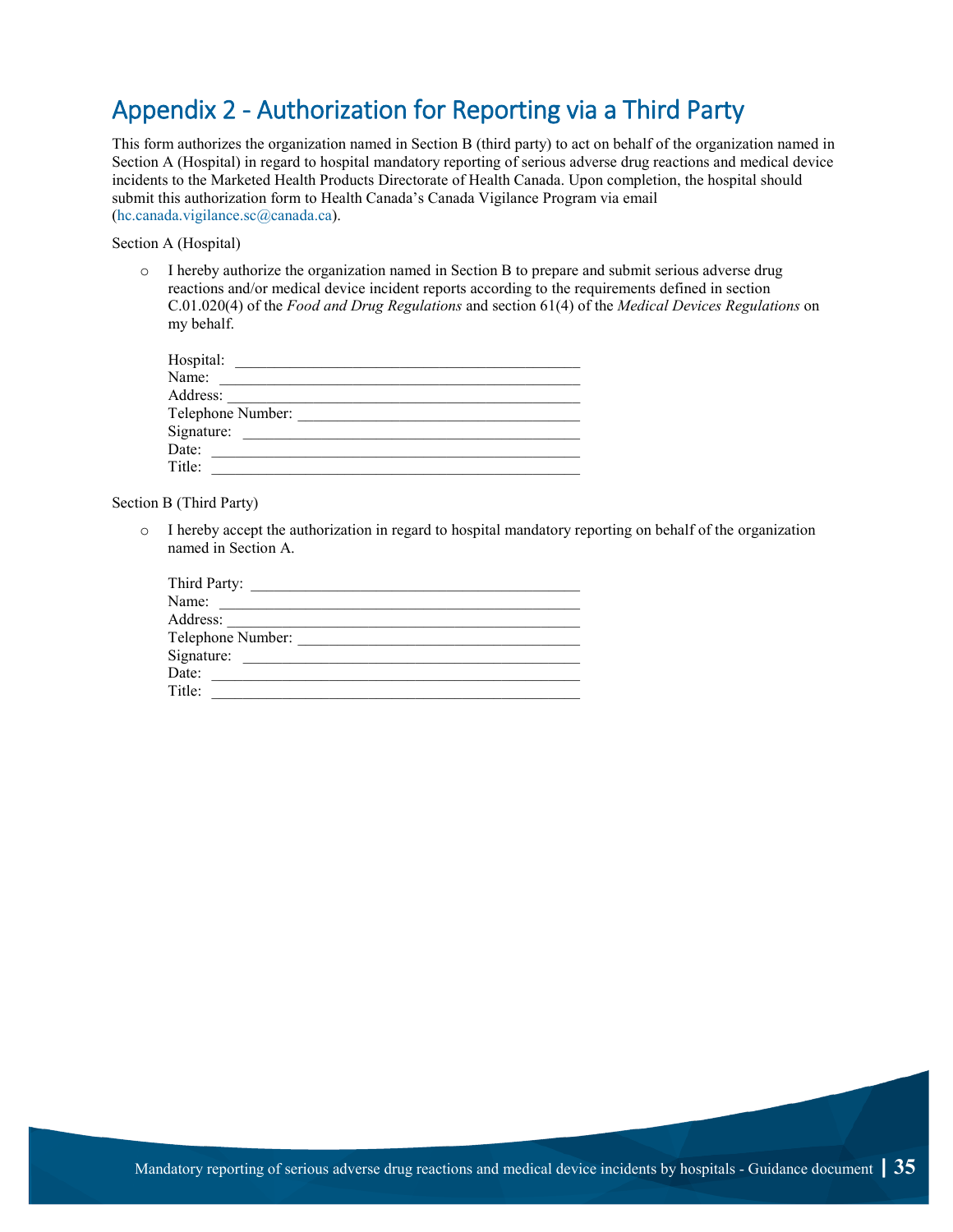# Appendix 2 - Authorization for Reporting via a Third Party

This form authorizes the organization named in Section B (third party) to act on behalf of the organization named in Section A (Hospital) in regard to hospital mandatory reporting of serious adverse drug reactions and medical device incidents to the Marketed Health Products Directorate of Health Canada. Upon completion, the hospital should submit this authorization form to Health Canada's Canada Vigilance Program via email (hc.canada.vigilance.sc@canada.ca).

Section A (Hospital)

- I hereby authorize the organization named in Section B to prepare and submit serious adverse drug reactions and/or medical device incident reports according to the requirements defined in section C.01.020(4) of the *Food and Drug Regulations* and section 61(4) of the *Medical Devices Regulations* on my behalf.

  Hospital: ______________________________________________
  Name: ______________________________________________
  Address: ______________________________________________
  Telephone Number: ______________________________________
  Signature: ____________________________________________
  Date: ______________________________________________
  Title: ______________________________________________

Section B (Third Party)

- I hereby accept the authorization in regard to hospital mandatory reporting on behalf of the organization named in Section A.

  Third Party: ____________________________________________
  Name: ______________________________________________
  Address: ______________________________________________
  Telephone Number: ______________________________________
  Signature: ____________________________________________
  Date: ______________________________________________
  Title: ______________________________________________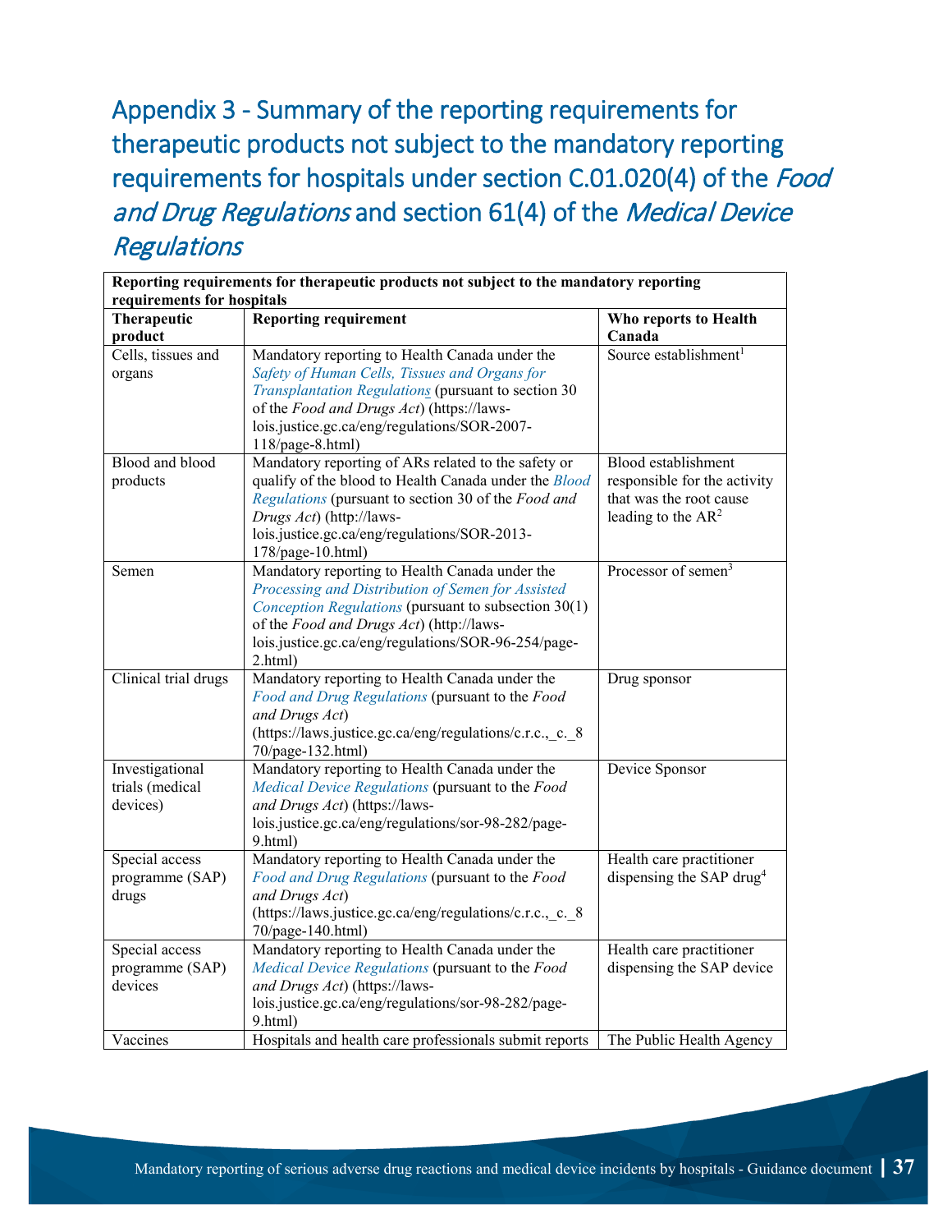# Appendix 3 - Summary of the reporting requirements for therapeutic products not subject to the mandatory reporting requirements for hospitals under section C.01.020(4) of the *Food and Drug Regulations* and section 61(4) of the *Medical Device Regulations*

| **Reporting requirements for therapeutic products not subject to the mandatory reporting requirements for hospitals** | | |
|---|---|---|
| **Therapeutic product** | **Reporting requirement** | **Who reports to Health Canada** |
| Cells, tissues and organs | Mandatory reporting to Health Canada under the *Safety of Human Cells, Tissues and Organs for Transplantation Regulations* (pursuant to section 30 of the *Food and Drugs Act*) (https://laws-lois.justice.gc.ca/eng/regulations/SOR-2007-118/page-8.html) | Source establishment[1] |
| Blood and blood products | Mandatory reporting of ARs related to the safety or qualify of the blood to Health Canada under the *Blood Regulations* (pursuant to section 30 of the *Food and Drugs Act*) (http://laws-lois.justice.gc.ca/eng/regulations/SOR-2013-178/page-10.html) | Blood establishment responsible for the activity that was the root cause leading to the AR[2] |
| Semen | Mandatory reporting to Health Canada under the *Processing and Distribution of Semen for Assisted Conception Regulations* (pursuant to subsection 30(1) of the *Food and Drugs Act*) (http://laws-lois.justice.gc.ca/eng/regulations/SOR-96-254/page-2.html) | Processor of semen[3] |
| Clinical trial drugs | Mandatory reporting to Health Canada under the *Food and Drug Regulations* (pursuant to the *Food and Drugs Act*) (https://laws.justice.gc.ca/eng/regulations/c.r.c.,_c._870/page-132.html) | Drug sponsor |
| Investigational trials (medical devices) | Mandatory reporting to Health Canada under the *Medical Device Regulations* (pursuant to the *Food and Drugs Act*) (https://laws-lois.justice.gc.ca/eng/regulations/sor-98-282/page-9.html) | Device Sponsor |
| Special access programme (SAP) drugs | Mandatory reporting to Health Canada under the *Food and Drug Regulations* (pursuant to the *Food and Drugs Act*) (https://laws.justice.gc.ca/eng/regulations/c.r.c.,_c._870/page-140.html) | Health care practitioner dispensing the SAP drug[4] |
| Special access programme (SAP) devices | Mandatory reporting to Health Canada under the *Medical Device Regulations* (pursuant to the *Food and Drugs Act*) (https://laws-lois.justice.gc.ca/eng/regulations/sor-98-282/page-9.html) | Health care practitioner dispensing the SAP device |
| Vaccines | Hospitals and health care professionals submit reports | The Public Health Agency |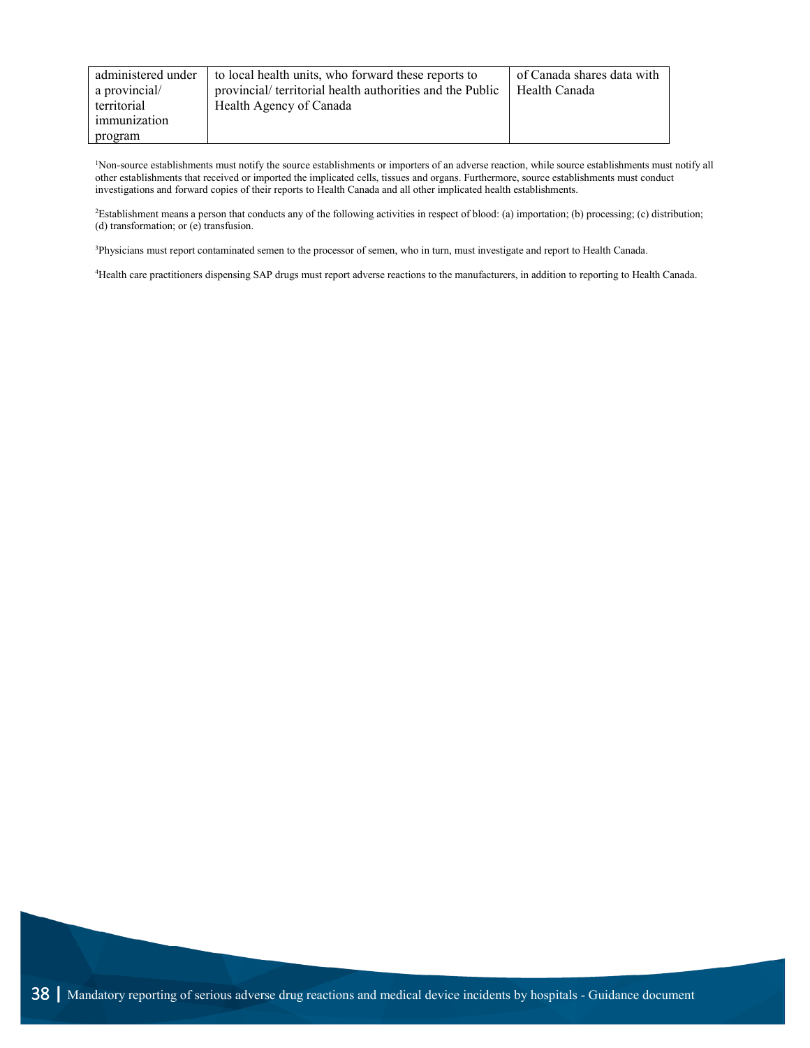| | | |
|---|---|---|
| administered under a provincial/ territorial immunization program | to local health units, who forward these reports to provincial/ territorial health authorities and the Public Health Agency of Canada | of Canada shares data with Health Canada |

[1]Non-source establishments must notify the source establishments or importers of an adverse reaction, while source establishments must notify all other establishments that received or imported the implicated cells, tissues and organs. Furthermore, source establishments must conduct investigations and forward copies of their reports to Health Canada and all other implicated health establishments.

[2]Establishment means a person that conducts any of the following activities in respect of blood: (a) importation; (b) processing; (c) distribution; (d) transformation; or (e) transfusion.

[3]Physicians must report contaminated semen to the processor of semen, who in turn, must investigate and report to Health Canada.

[4]Health care practitioners dispensing SAP drugs must report adverse reactions to the manufacturers, in addition to reporting to Health Canada.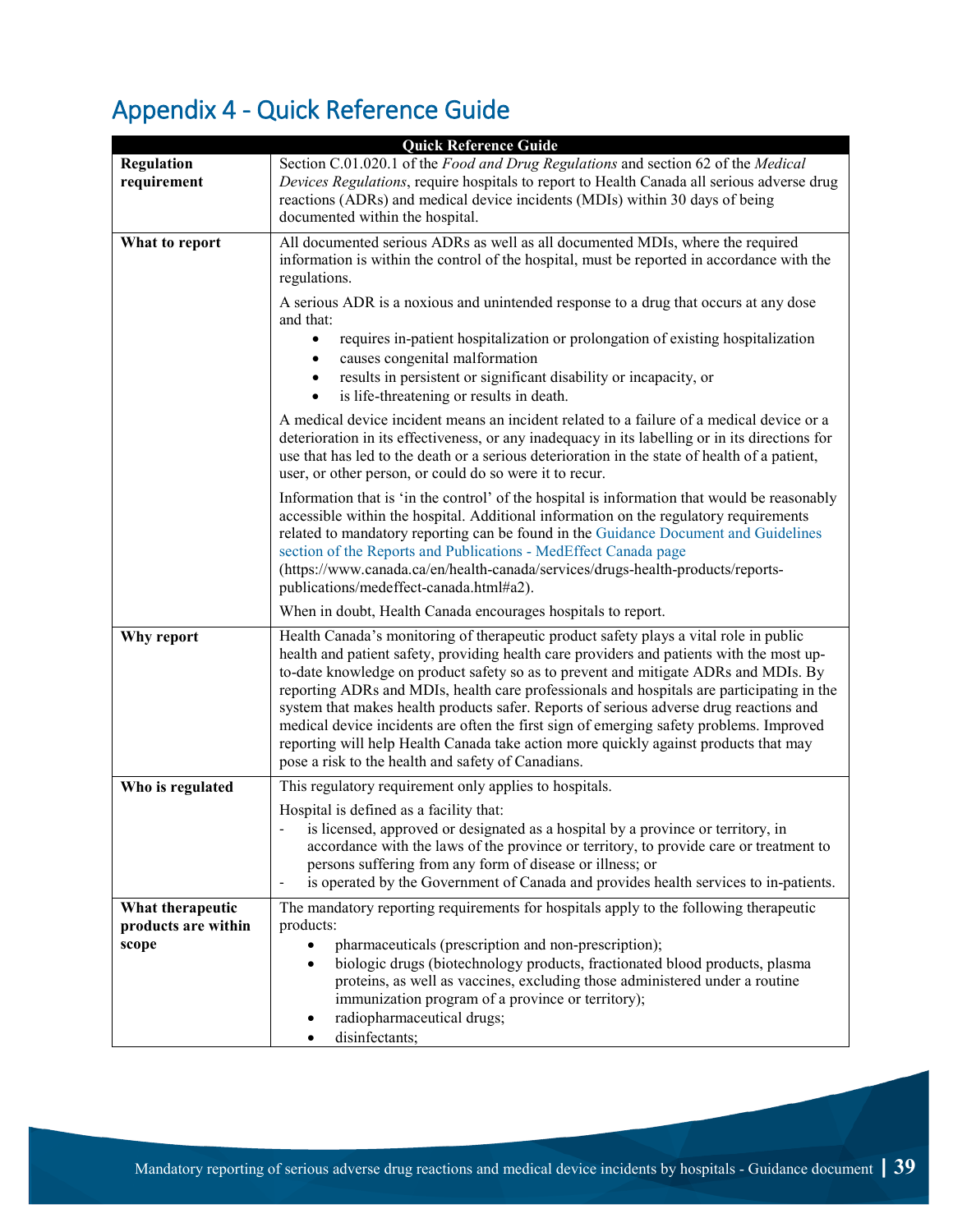# Appendix 4 - Quick Reference Guide

| Quick Reference Guide | |
|---|---|
| **Regulation requirement** | Section C.01.020.1 of the *Food and Drug Regulations* and section 62 of the *Medical Devices Regulations*, require hospitals to report to Health Canada all serious adverse drug reactions (ADRs) and medical device incidents (MDIs) within 30 days of being documented within the hospital. |
| **What to report** | All documented serious ADRs as well as all documented MDIs, where the required information is within the control of the hospital, must be reported in accordance with the regulations.<br><br>A serious ADR is a noxious and unintended response to a drug that occurs at any dose and that:<br>• requires in-patient hospitalization or prolongation of existing hospitalization<br>• causes congenital malformation<br>• results in persistent or significant disability or incapacity, or<br>• is life-threatening or results in death.<br><br>A medical device incident means an incident related to a failure of a medical device or a deterioration in its effectiveness, or any inadequacy in its labelling or in its directions for use that has led to the death or a serious deterioration in the state of health of a patient, user, or other person, or could do so were it to recur.<br><br>Information that is 'in the control' of the hospital is information that would be reasonably accessible within the hospital. Additional information on the regulatory requirements related to mandatory reporting can be found in the Guidance Document and Guidelines section of the Reports and Publications - MedEffect Canada page (https://www.canada.ca/en/health-canada/services/drugs-health-products/reports-publications/medeffect-canada.html#a2).<br><br>When in doubt, Health Canada encourages hospitals to report. |
| **Why report** | Health Canada's monitoring of therapeutic product safety plays a vital role in public health and patient safety, providing health care providers and patients with the most up-to-date knowledge on product safety so as to prevent and mitigate ADRs and MDIs. By reporting ADRs and MDIs, health care professionals and hospitals are participating in the system that makes health products safer. Reports of serious adverse drug reactions and medical device incidents are often the first sign of emerging safety problems. Improved reporting will help Health Canada take action more quickly against products that may pose a risk to the health and safety of Canadians. |
| **Who is regulated** | This regulatory requirement only applies to hospitals.<br><br>Hospital is defined as a facility that:<br>- is licensed, approved or designated as a hospital by a province or territory, in accordance with the laws of the province or territory, to provide care or treatment to persons suffering from any form of disease or illness; or<br>- is operated by the Government of Canada and provides health services to in-patients. |
| **What therapeutic products are within scope** | The mandatory reporting requirements for hospitals apply to the following therapeutic products:<br>• pharmaceuticals (prescription and non-prescription);<br>• biologic drugs (biotechnology products, fractionated blood products, plasma proteins, as well as vaccines, excluding those administered under a routine immunization program of a province or territory);<br>• radiopharmaceutical drugs;<br>• disinfectants; |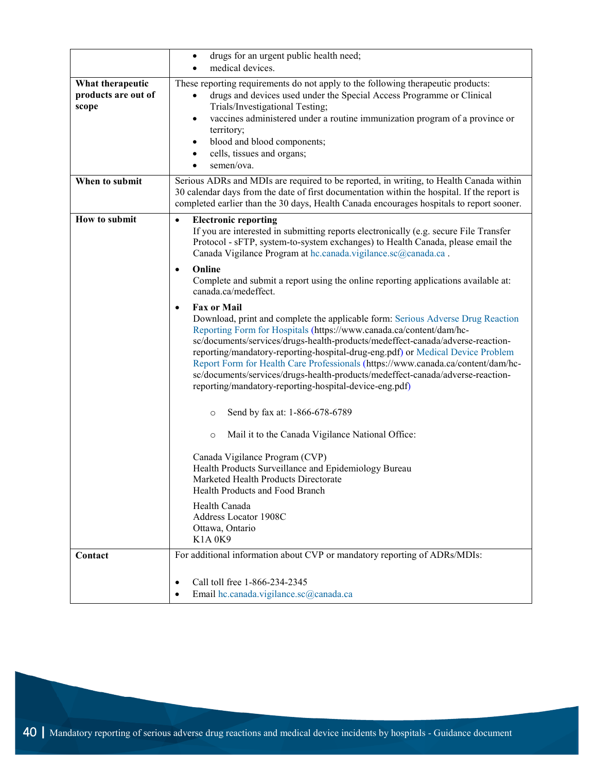| | |
|---|---|
| | • drugs for an urgent public health need;<br>• medical devices. |
| **What therapeutic products are out of scope** | These reporting requirements do not apply to the following therapeutic products:<br>• drugs and devices used under the Special Access Programme or Clinical Trials/Investigational Testing;<br>• vaccines administered under a routine immunization program of a province or territory;<br>• blood and blood components;<br>• cells, tissues and organs;<br>• semen/ova. |
| **When to submit** | Serious ADRs and MDIs are required to be reported, in writing, to Health Canada within 30 calendar days from the date of first documentation within the hospital. If the report is completed earlier than the 30 days, Health Canada encourages hospitals to report sooner. |
| **How to submit** | • **Electronic reporting**<br>If you are interested in submitting reports electronically (e.g. secure File Transfer Protocol - sFTP, system-to-system exchanges) to Health Canada, please email the Canada Vigilance Program at hc.canada.vigilance.sc@canada.ca .<br>• **Online**<br>Complete and submit a report using the online reporting applications available at: canada.ca/medeffect.<br>• **Fax or Mail**<br>Download, print and complete the applicable form: Serious Adverse Drug Reaction Reporting Form for Hospitals (https://www.canada.ca/content/dam/hc-sc/documents/services/drugs-health-products/medeffect-canada/adverse-reaction-reporting/mandatory-reporting-hospital-drug-eng.pdf) or Medical Device Problem Report Form for Health Care Professionals (https://www.canada.ca/content/dam/hc-sc/documents/services/drugs-health-products/medeffect-canada/adverse-reaction-reporting/mandatory-reporting-hospital-device-eng.pdf)<br>o Send by fax at: 1-866-678-6789<br>o Mail it to the Canada Vigilance National Office:<br>Canada Vigilance Program (CVP)<br>Health Products Surveillance and Epidemiology Bureau<br>Marketed Health Products Directorate<br>Health Products and Food Branch<br>Health Canada<br>Address Locator 1908C<br>Ottawa, Ontario<br>K1A 0K9 |
| **Contact** | For additional information about CVP or mandatory reporting of ADRs/MDIs:<br>• Call toll free 1-866-234-2345<br>• Email hc.canada.vigilance.sc@canada.ca |